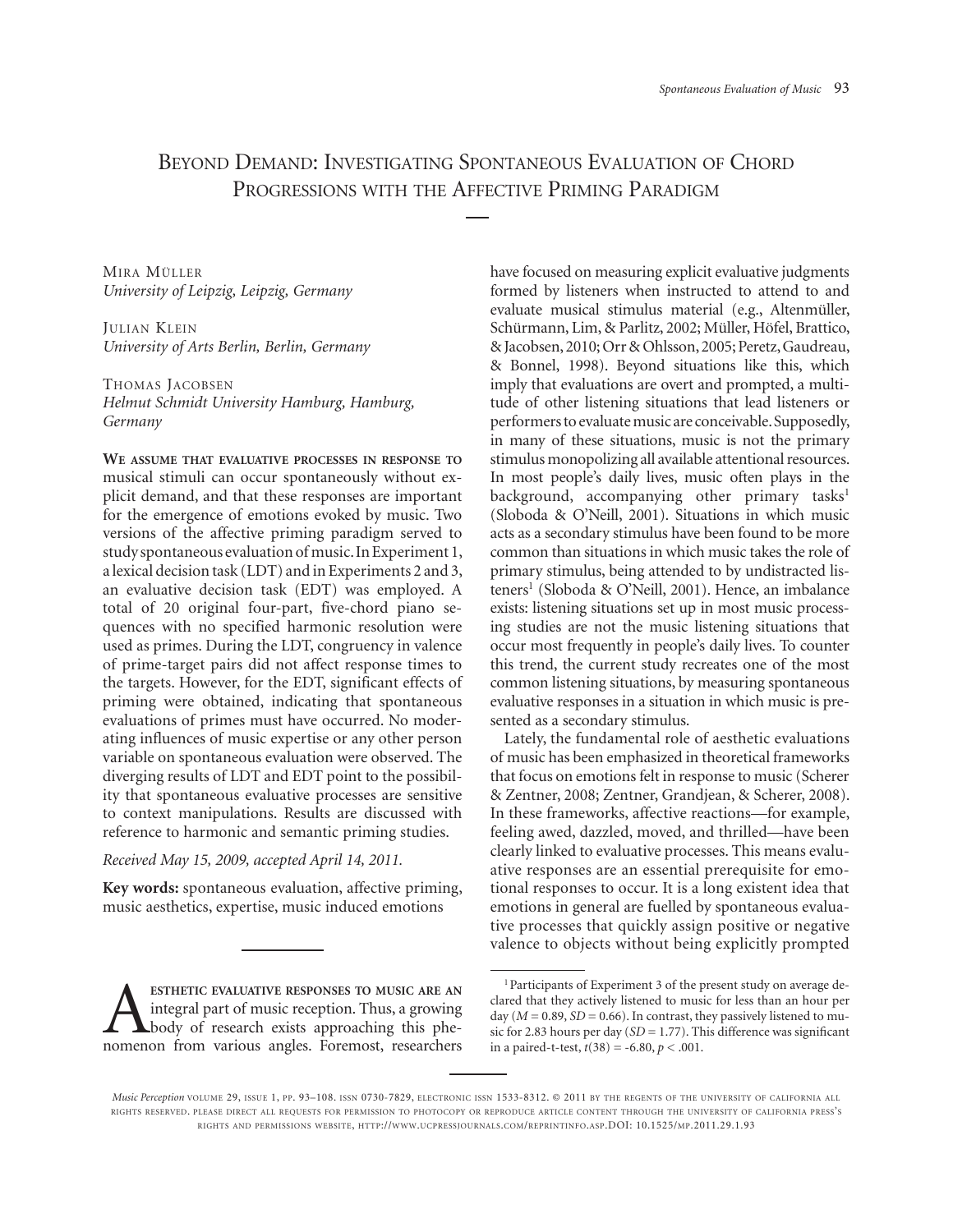# Beyond Demand: Investigating Spontaneous Evaluation of Chord Progressions with the Affective Priming Paradigm

Mira Müller
*University of Leipzig, Leipzig, Germany*

Julian Klein
*University of Arts Berlin, Berlin, Germany*

Thomas Jacobsen
*Helmut Schmidt University Hamburg, Hamburg, Germany*

**We assume that evaluative processes in response to** musical stimuli can occur spontaneously without explicit demand, and that these responses are important for the emergence of emotions evoked by music. Two versions of the affective priming paradigm served to study spontaneous evaluation of music. In Experiment 1, a lexical decision task (LDT) and in Experiments 2 and 3, an evaluative decision task (EDT) was employed. A total of 20 original four-part, five-chord piano sequences with no specified harmonic resolution were used as primes. During the LDT, congruency in valence of prime-target pairs did not affect response times to the targets. However, for the EDT, significant effects of priming were obtained, indicating that spontaneous evaluations of primes must have occurred. No moderating influences of music expertise or any other person variable on spontaneous evaluation were observed. The diverging results of LDT and EDT point to the possibility that spontaneous evaluative processes are sensitive to context manipulations. Results are discussed with reference to harmonic and semantic priming studies.

*Received May 15, 2009, accepted April 14, 2011.*

**Key words:** spontaneous evaluation, affective priming, music aesthetics, expertise, music induced emotions

Aesthetic evaluative responses to music are an integral part of music reception. Thus, a growing body of research exists approaching this phenomenon from various angles. Foremost, researchers have focused on measuring explicit evaluative judgments formed by listeners when instructed to attend to and evaluate musical stimulus material (e.g., Altenmüller, Schürmann, Lim, & Parlitz, 2002; Müller, Höfel, Brattico, & Jacobsen, 2010; Orr & Ohlsson, 2005; Peretz, Gaudreau, & Bonnel, 1998). Beyond situations like this, which imply that evaluations are overt and prompted, a multitude of other listening situations that lead listeners or performers to evaluate music are conceivable. Supposedly, in many of these situations, music is not the primary stimulus monopolizing all available attentional resources. In most people's daily lives, music often plays in the background, accompanying other primary tasks[1] (Sloboda & O'Neill, 2001). Situations in which music acts as a secondary stimulus have been found to be more common than situations in which music takes the role of primary stimulus, being attended to by undistracted listeners[1] (Sloboda & O'Neill, 2001). Hence, an imbalance exists: listening situations set up in most music processing studies are not the music listening situations that occur most frequently in people's daily lives. To counter this trend, the current study recreates one of the most common listening situations, by measuring spontaneous evaluative responses in a situation in which music is presented as a secondary stimulus.

Lately, the fundamental role of aesthetic evaluations of music has been emphasized in theoretical frameworks that focus on emotions felt in response to music (Scherer & Zentner, 2008; Zentner, Grandjean, & Scherer, 2008). In these frameworks, affective reactions—for example, feeling awed, dazzled, moved, and thrilled—have been clearly linked to evaluative processes. This means evaluative responses are an essential prerequisite for emotional responses to occur. It is a long existent idea that emotions in general are fuelled by spontaneous evaluative processes that quickly assign positive or negative valence to objects without being explicitly prompted

[1] Participants of Experiment 3 of the present study on average declared that they actively listened to music for less than an hour per day ($M = 0.89$, $SD = 0.66$). In contrast, they passively listened to music for 2.83 hours per day ($SD = 1.77$). This difference was significant in a paired-t-test, $t(38) = -6.80$, $p < .001$.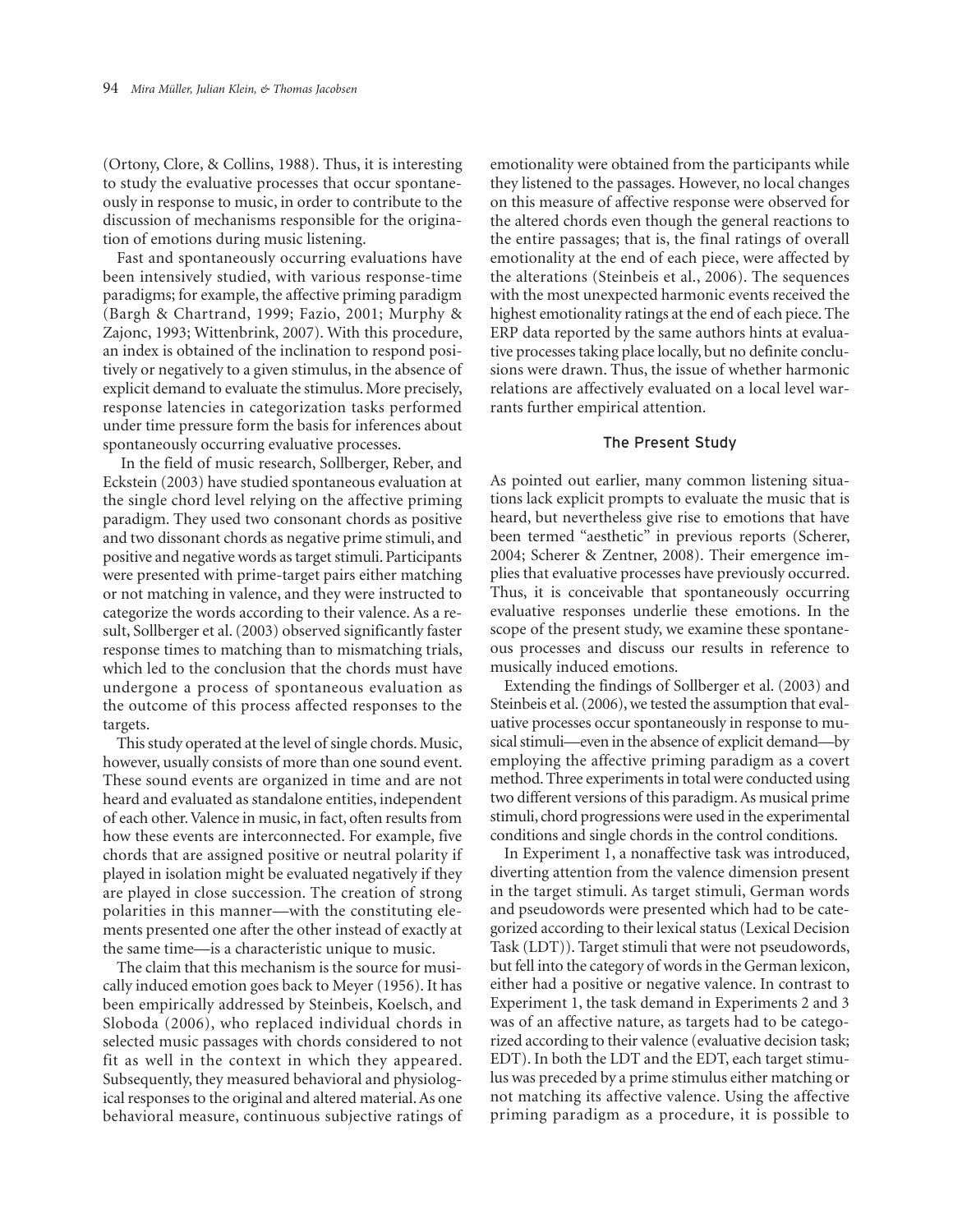(Ortony, Clore, & Collins, 1988). Thus, it is interesting to study the evaluative processes that occur spontaneously in response to music, in order to contribute to the discussion of mechanisms responsible for the origination of emotions during music listening.

Fast and spontaneously occurring evaluations have been intensively studied, with various response-time paradigms; for example, the affective priming paradigm (Bargh & Chartrand, 1999; Fazio, 2001; Murphy & Zajonc, 1993; Wittenbrink, 2007). With this procedure, an index is obtained of the inclination to respond positively or negatively to a given stimulus, in the absence of explicit demand to evaluate the stimulus. More precisely, response latencies in categorization tasks performed under time pressure form the basis for inferences about spontaneously occurring evaluative processes.

In the field of music research, Sollberger, Reber, and Eckstein (2003) have studied spontaneous evaluation at the single chord level relying on the affective priming paradigm. They used two consonant chords as positive and two dissonant chords as negative prime stimuli, and positive and negative words as target stimuli. Participants were presented with prime-target pairs either matching or not matching in valence, and they were instructed to categorize the words according to their valence. As a result, Sollberger et al. (2003) observed significantly faster response times to matching than to mismatching trials, which led to the conclusion that the chords must have undergone a process of spontaneous evaluation as the outcome of this process affected responses to the targets.

This study operated at the level of single chords. Music, however, usually consists of more than one sound event. These sound events are organized in time and are not heard and evaluated as standalone entities, independent of each other. Valence in music, in fact, often results from how these events are interconnected. For example, five chords that are assigned positive or neutral polarity if played in isolation might be evaluated negatively if they are played in close succession. The creation of strong polarities in this manner—with the constituting elements presented one after the other instead of exactly at the same time—is a characteristic unique to music.

The claim that this mechanism is the source for musically induced emotion goes back to Meyer (1956). It has been empirically addressed by Steinbeis, Koelsch, and Sloboda (2006), who replaced individual chords in selected music passages with chords considered to not fit as well in the context in which they appeared. Subsequently, they measured behavioral and physiological responses to the original and altered material. As one behavioral measure, continuous subjective ratings of emotionality were obtained from the participants while they listened to the passages. However, no local changes on this measure of affective response were observed for the altered chords even though the general reactions to the entire passages; that is, the final ratings of overall emotionality at the end of each piece, were affected by the alterations (Steinbeis et al., 2006). The sequences with the most unexpected harmonic events received the highest emotionality ratings at the end of each piece. The ERP data reported by the same authors hints at evaluative processes taking place locally, but no definite conclusions were drawn. Thus, the issue of whether harmonic relations are affectively evaluated on a local level warrants further empirical attention.

## The Present Study

As pointed out earlier, many common listening situations lack explicit prompts to evaluate the music that is heard, but nevertheless give rise to emotions that have been termed "aesthetic" in previous reports (Scherer, 2004; Scherer & Zentner, 2008). Their emergence implies that evaluative processes have previously occurred. Thus, it is conceivable that spontaneously occurring evaluative responses underlie these emotions. In the scope of the present study, we examine these spontaneous processes and discuss our results in reference to musically induced emotions.

Extending the findings of Sollberger et al. (2003) and Steinbeis et al. (2006), we tested the assumption that evaluative processes occur spontaneously in response to musical stimuli—even in the absence of explicit demand—by employing the affective priming paradigm as a covert method. Three experiments in total were conducted using two different versions of this paradigm. As musical prime stimuli, chord progressions were used in the experimental conditions and single chords in the control conditions.

In Experiment 1, a nonaffective task was introduced, diverting attention from the valence dimension present in the target stimuli. As target stimuli, German words and pseudowords were presented which had to be categorized according to their lexical status (Lexical Decision Task (LDT)). Target stimuli that were not pseudowords, but fell into the category of words in the German lexicon, either had a positive or negative valence. In contrast to Experiment 1, the task demand in Experiments 2 and 3 was of an affective nature, as targets had to be categorized according to their valence (evaluative decision task; EDT). In both the LDT and the EDT, each target stimulus was preceded by a prime stimulus either matching or not matching its affective valence. Using the affective priming paradigm as a procedure, it is possible to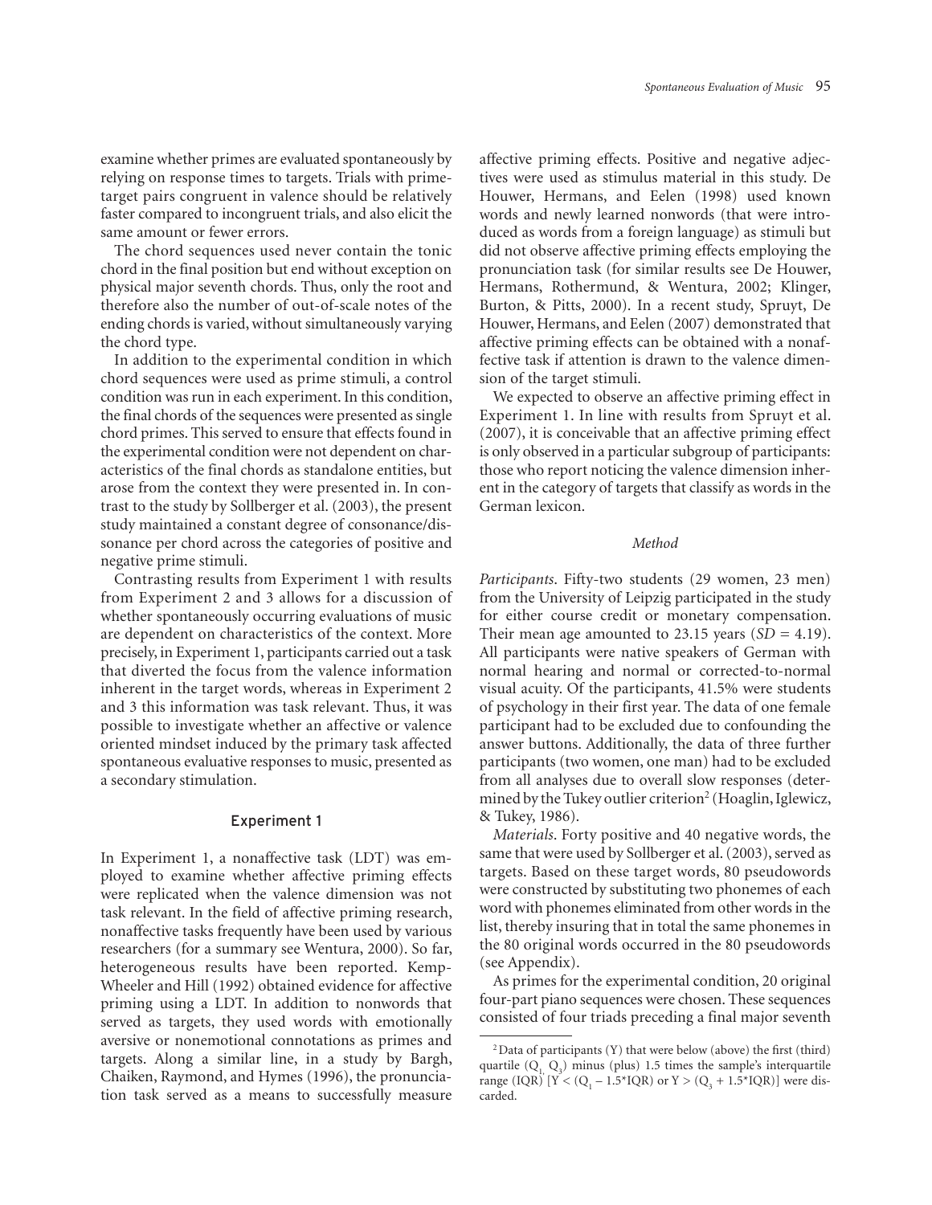examine whether primes are evaluated spontaneously by relying on response times to targets. Trials with prime-target pairs congruent in valence should be relatively faster compared to incongruent trials, and also elicit the same amount or fewer errors.

The chord sequences used never contain the tonic chord in the final position but end without exception on physical major seventh chords. Thus, only the root and therefore also the number of out-of-scale notes of the ending chords is varied, without simultaneously varying the chord type.

In addition to the experimental condition in which chord sequences were used as prime stimuli, a control condition was run in each experiment. In this condition, the final chords of the sequences were presented as single chord primes. This served to ensure that effects found in the experimental condition were not dependent on characteristics of the final chords as standalone entities, but arose from the context they were presented in. In contrast to the study by Sollberger et al. (2003), the present study maintained a constant degree of consonance/dissonance per chord across the categories of positive and negative prime stimuli.

Contrasting results from Experiment 1 with results from Experiment 2 and 3 allows for a discussion of whether spontaneously occurring evaluations of music are dependent on characteristics of the context. More precisely, in Experiment 1, participants carried out a task that diverted the focus from the valence information inherent in the target words, whereas in Experiment 2 and 3 this information was task relevant. Thus, it was possible to investigate whether an affective or valence oriented mindset induced by the primary task affected spontaneous evaluative responses to music, presented as a secondary stimulation.

## Experiment 1

In Experiment 1, a nonaffective task (LDT) was employed to examine whether affective priming effects were replicated when the valence dimension was not task relevant. In the field of affective priming research, nonaffective tasks frequently have been used by various researchers (for a summary see Wentura, 2000). So far, heterogeneous results have been reported. Kemp-Wheeler and Hill (1992) obtained evidence for affective priming using a LDT. In addition to nonwords that served as targets, they used words with emotionally aversive or nonemotional connotations as primes and targets. Along a similar line, in a study by Bargh, Chaiken, Raymond, and Hymes (1996), the pronunciation task served as a means to successfully measure affective priming effects. Positive and negative adjectives were used as stimulus material in this study. De Houwer, Hermans, and Eelen (1998) used known words and newly learned nonwords (that were introduced as words from a foreign language) as stimuli but did not observe affective priming effects employing the pronunciation task (for similar results see De Houwer, Hermans, Rothermund, & Wentura, 2002; Klinger, Burton, & Pitts, 2000). In a recent study, Spruyt, De Houwer, Hermans, and Eelen (2007) demonstrated that affective priming effects can be obtained with a nonaffective task if attention is drawn to the valence dimension of the target stimuli.

We expected to observe an affective priming effect in Experiment 1. In line with results from Spruyt et al. (2007), it is conceivable that an affective priming effect is only observed in a particular subgroup of participants: those who report noticing the valence dimension inherent in the category of targets that classify as words in the German lexicon.

### *Method*

*Participants*. Fifty-two students (29 women, 23 men) from the University of Leipzig participated in the study for either course credit or monetary compensation. Their mean age amounted to 23.15 years (*SD* = 4.19). All participants were native speakers of German with normal hearing and normal or corrected-to-normal visual acuity. Of the participants, 41.5% were students of psychology in their first year. The data of one female participant had to be excluded due to confounding the answer buttons. Additionally, the data of three further participants (two women, one man) had to be excluded from all analyses due to overall slow responses (determined by the Tukey outlier criterion[2] (Hoaglin, Iglewicz, & Tukey, 1986).

*Materials*. Forty positive and 40 negative words, the same that were used by Sollberger et al. (2003), served as targets. Based on these target words, 80 pseudowords were constructed by substituting two phonemes of each word with phonemes eliminated from other words in the list, thereby insuring that in total the same phonemes in the 80 original words occurred in the 80 pseudowords (see Appendix).

As primes for the experimental condition, 20 original four-part piano sequences were chosen. These sequences consisted of four triads preceding a final major seventh

[2] Data of participants (Y) that were below (above) the first (third) quartile ($Q_1$, $Q_3$) minus (plus) 1.5 times the sample's interquartile range (IQR) [$Y < (Q_1 - 1.5*IQR)$ or $Y > (Q_3 + 1.5*IQR)$] were discarded.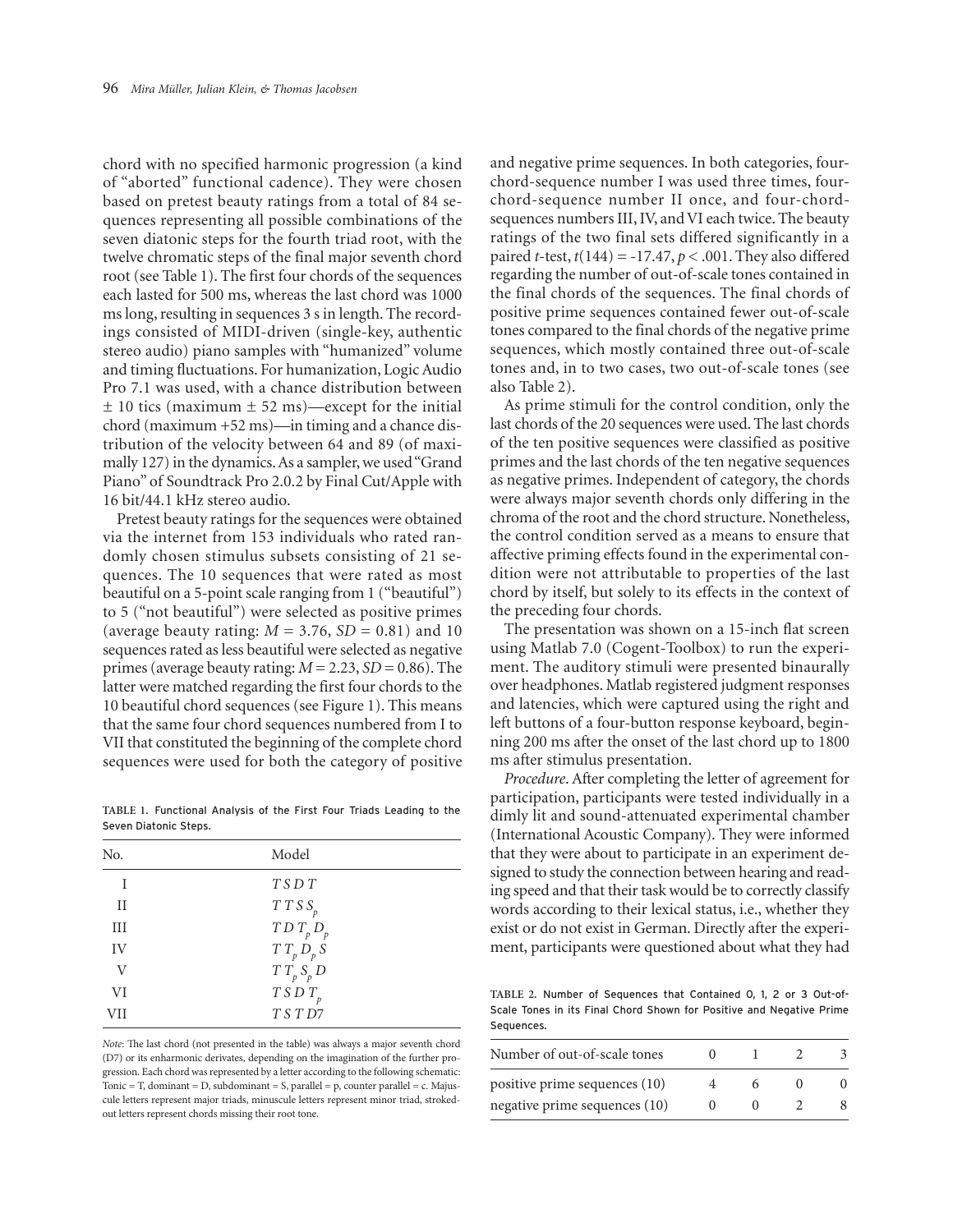chord with no specified harmonic progression (a kind of "aborted" functional cadence). They were chosen based on pretest beauty ratings from a total of 84 sequences representing all possible combinations of the seven diatonic steps for the fourth triad root, with the twelve chromatic steps of the final major seventh chord root (see Table 1). The first four chords of the sequences each lasted for 500 ms, whereas the last chord was 1000 ms long, resulting in sequences 3 s in length. The recordings consisted of MIDI-driven (single-key, authentic stereo audio) piano samples with "humanized" volume and timing fluctuations. For humanization, Logic Audio Pro 7.1 was used, with a chance distribution between ± 10 tics (maximum ± 52 ms)—except for the initial chord (maximum +52 ms)—in timing and a chance distribution of the velocity between 64 and 89 (of maximally 127) in the dynamics. As a sampler, we used "Grand Piano" of Soundtrack Pro 2.0.2 by Final Cut/Apple with 16 bit/44.1 kHz stereo audio.

Pretest beauty ratings for the sequences were obtained via the internet from 153 individuals who rated randomly chosen stimulus subsets consisting of 21 sequences. The 10 sequences that were rated as most beautiful on a 5-point scale ranging from 1 ("beautiful") to 5 ("not beautiful") were selected as positive primes (average beauty rating: $M = 3.76$, $SD = 0.81$) and 10 sequences rated as less beautiful were selected as negative primes (average beauty rating: $M = 2.23$, $SD = 0.86$). The latter were matched regarding the first four chords to the 10 beautiful chord sequences (see Figure 1). This means that the same four chord sequences numbered from I to VII that constituted the beginning of the complete chord sequences were used for both the category of positive and negative prime sequences. In both categories, four-chord-sequence number I was used three times, four-chord-sequence number II once, and four-chord-sequences numbers III, IV, and VI each twice. The beauty ratings of the two final sets differed significantly in a paired $t$-test, $t(144) = -17.47$, $p < .001$. They also differed regarding the number of out-of-scale tones contained in the final chords of the sequences. The final chords of positive prime sequences contained fewer out-of-scale tones compared to the final chords of the negative prime sequences, which mostly contained three out-of-scale tones and, in to two cases, two out-of-scale tones (see also Table 2).

As prime stimuli for the control condition, only the last chords of the 20 sequences were used. The last chords of the ten positive sequences were classified as positive primes and the last chords of the ten negative sequences as negative primes. Independent of category, the chords were always major seventh chords only differing in the chroma of the root and the chord structure. Nonetheless, the control condition served as a means to ensure that affective priming effects found in the experimental condition were not attributable to properties of the last chord by itself, but solely to its effects in the context of the preceding four chords.

The presentation was shown on a 15-inch flat screen using Matlab 7.0 (Cogent-Toolbox) to run the experiment. The auditory stimuli were presented binaurally over headphones. Matlab registered judgment responses and latencies, which were captured using the right and left buttons of a four-button response keyboard, beginning 200 ms after the onset of the last chord up to 1800 ms after stimulus presentation.

*Procedure*. After completing the letter of agreement for participation, participants were tested individually in a dimly lit and sound-attenuated experimental chamber (International Acoustic Company). They were informed that they were about to participate in an experiment designed to study the connection between hearing and reading speed and that their task would be to correctly classify words according to their lexical status, i.e., whether they exist or do not exist in German. Directly after the experiment, participants were questioned about what they had

TABLE 1. Functional Analysis of the First Four Triads Leading to the Seven Diatonic Steps.

| No. | Model |
|---|---|
| I | $T\ S\ D\ T$ |
| II | $T\ T\ S\ S_p$ |
| III | $T\ D\ T_p\ D_p$ |
| IV | $T\ T_p\ D_p\ S$ |
| V | $T\ T_p\ S_p\ D$ |
| VI | $T\ S\ D\ T_p$ |
| VII | $T\ S\ T\ D7$ |

*Note*: The last chord (not presented in the table) was always a major seventh chord (D7) or its enharmonic derivates, depending on the imagination of the further progression. Each chord was represented by a letter according to the following schematic: Tonic = T, dominant = D, subdominant = S, parallel = p, counter parallel = c. Majuscule letters represent major triads, minuscule letters represent minor triad, stroked-out letters represent chords missing their root tone.

TABLE 2. Number of Sequences that Contained 0, 1, 2 or 3 Out-of-Scale Tones in its Final Chord Shown for Positive and Negative Prime Sequences.

| Number of out-of-scale tones | 0 | 1 | 2 | 3 |
|---|---|---|---|---|
| positive prime sequences (10) | 4 | 6 | 0 | 0 |
| negative prime sequences (10) | 0 | 0 | 2 | 8 |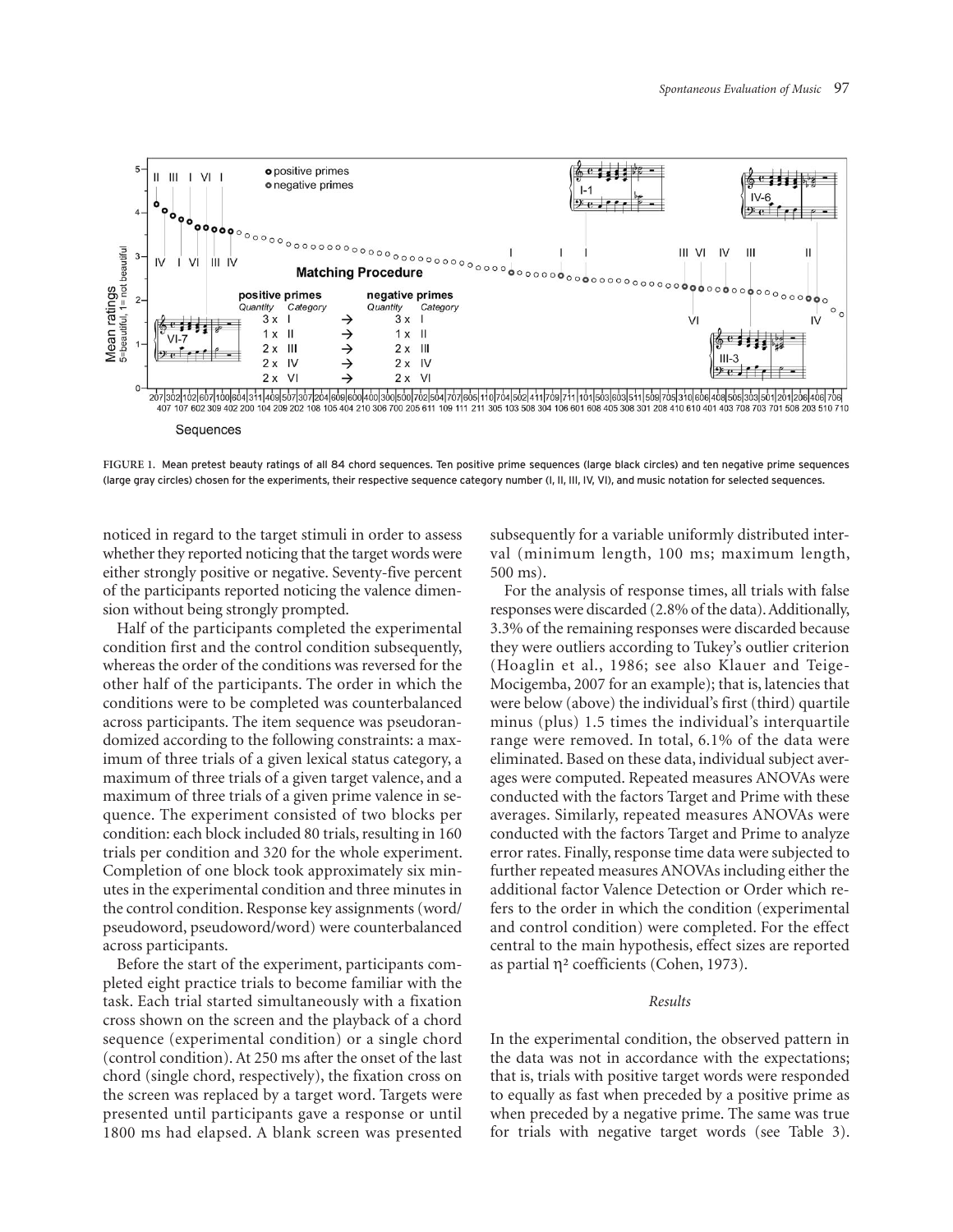FIGURE 1. Mean pretest beauty ratings of all 84 chord sequences. Ten positive prime sequences (large black circles) and ten negative prime sequences (large gray circles) chosen for the experiments, their respective sequence category number (I, II, III, IV, VI), and music notation for selected sequences.

noticed in regard to the target stimuli in order to assess whether they reported noticing that the target words were either strongly positive or negative. Seventy-five percent of the participants reported noticing the valence dimension without being strongly prompted.

Half of the participants completed the experimental condition first and the control condition subsequently, whereas the order of the conditions was reversed for the other half of the participants. The order in which the conditions were to be completed was counterbalanced across participants. The item sequence was pseudorandomized according to the following constraints: a maximum of three trials of a given lexical status category, a maximum of three trials of a given target valence, and a maximum of three trials of a given prime valence in sequence. The experiment consisted of two blocks per condition: each block included 80 trials, resulting in 160 trials per condition and 320 for the whole experiment. Completion of one block took approximately six minutes in the experimental condition and three minutes in the control condition. Response key assignments (word/pseudoword, pseudoword/word) were counterbalanced across participants.

Before the start of the experiment, participants completed eight practice trials to become familiar with the task. Each trial started simultaneously with a fixation cross shown on the screen and the playback of a chord sequence (experimental condition) or a single chord (control condition). At 250 ms after the onset of the last chord (single chord, respectively), the fixation cross on the screen was replaced by a target word. Targets were presented until participants gave a response or until 1800 ms had elapsed. A blank screen was presented subsequently for a variable uniformly distributed interval (minimum length, 100 ms; maximum length, 500 ms).

For the analysis of response times, all trials with false responses were discarded (2.8% of the data). Additionally, 3.3% of the remaining responses were discarded because they were outliers according to Tukey's outlier criterion (Hoaglin et al., 1986; see also Klauer and Teige-Mocigemba, 2007 for an example); that is, latencies that were below (above) the individual's first (third) quartile minus (plus) 1.5 times the individual's interquartile range were removed. In total, 6.1% of the data were eliminated. Based on these data, individual subject averages were computed. Repeated measures ANOVAs were conducted with the factors Target and Prime with these averages. Similarly, repeated measures ANOVAs were conducted with the factors Target and Prime to analyze error rates. Finally, response time data were subjected to further repeated measures ANOVAs including either the additional factor Valence Detection or Order which refers to the order in which the condition (experimental and control condition) were completed. For the effect central to the main hypothesis, effect sizes are reported as partial $\eta^2$ coefficients (Cohen, 1973).

### *Results*

In the experimental condition, the observed pattern in the data was not in accordance with the expectations; that is, trials with positive target words were responded to equally as fast when preceded by a positive prime as when preceded by a negative prime. The same was true for trials with negative target words (see Table 3).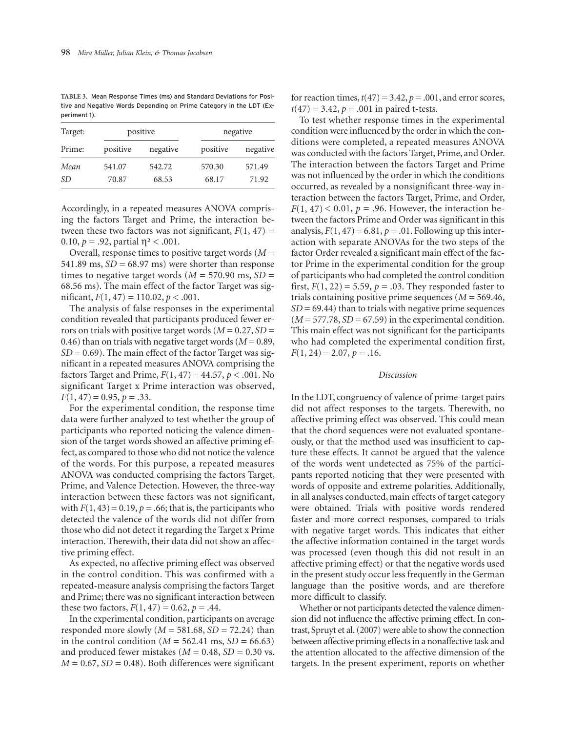TABLE 3. Mean Response Times (ms) and Standard Deviations for Positive and Negative Words Depending on Prime Category in the LDT (Experiment 1).

| Target: | positive | | negative | |
|---|---|---|---|---|
| Prime: | positive | negative | positive | negative |
| *Mean* | 541.07 | 542.72 | 570.30 | 571.49 |
| *SD* | 70.87 | 68.53 | 68.17 | 71.92 |

Accordingly, in a repeated measures ANOVA comprising the factors Target and Prime, the interaction between these two factors was not significant, $F(1, 47) = 0.10$, $p = .92$, partial $\eta^2 < .001$.

Overall, response times to positive target words ($M = 541.89$ ms, $SD = 68.97$ ms) were shorter than response times to negative target words ($M = 570.90$ ms, $SD = 68.56$ ms). The main effect of the factor Target was significant, $F(1, 47) = 110.02$, $p < .001$.

The analysis of false responses in the experimental condition revealed that participants produced fewer errors on trials with positive target words ($M = 0.27$, $SD = 0.46$) than on trials with negative target words ($M = 0.89$, $SD = 0.69$). The main effect of the factor Target was significant in a repeated measures ANOVA comprising the factors Target and Prime, $F(1, 47) = 44.57$, $p < .001$. No significant Target x Prime interaction was observed, $F(1, 47) = 0.95$, $p = .33$.

For the experimental condition, the response time data were further analyzed to test whether the group of participants who reported noticing the valence dimension of the target words showed an affective priming effect, as compared to those who did not notice the valence of the words. For this purpose, a repeated measures ANOVA was conducted comprising the factors Target, Prime, and Valence Detection. However, the three-way interaction between these factors was not significant, with $F(1, 43) = 0.19$, $p = .66$; that is, the participants who detected the valence of the words did not differ from those who did not detect it regarding the Target x Prime interaction. Therewith, their data did not show an affective priming effect.

As expected, no affective priming effect was observed in the control condition. This was confirmed with a repeated-measure analysis comprising the factors Target and Prime; there was no significant interaction between these two factors, $F(1, 47) = 0.62$, $p = .44$.

In the experimental condition, participants on average responded more slowly ($M = 581.68$, $SD = 72.24$) than in the control condition ($M = 562.41$ ms, $SD = 66.63$) and produced fewer mistakes ($M = 0.48$, $SD = 0.30$ vs. $M = 0.67$, $SD = 0.48$). Both differences were significant for reaction times, $t(47) = 3.42$, $p = .001$, and error scores, $t(47) = 3.42$, $p = .001$ in paired t-tests.

To test whether response times in the experimental condition were influenced by the order in which the conditions were completed, a repeated measures ANOVA was conducted with the factors Target, Prime, and Order. The interaction between the factors Target and Prime was not influenced by the order in which the conditions occurred, as revealed by a nonsignificant three-way interaction between the factors Target, Prime, and Order, $F(1, 47) < 0.01$, $p = .96$. However, the interaction between the factors Prime and Order was significant in this analysis, $F(1, 47) = 6.81$, $p = .01$. Following up this interaction with separate ANOVAs for the two steps of the factor Order revealed a significant main effect of the factor Prime in the experimental condition for the group of participants who had completed the control condition first, $F(1, 22) = 5.59$, $p = .03$. They responded faster to trials containing positive prime sequences ($M = 569.46$, $SD = 69.44$) than to trials with negative prime sequences ($M = 577.78$, $SD = 67.59$) in the experimental condition. This main effect was not significant for the participants who had completed the experimental condition first, $F(1, 24) = 2.07$, $p = .16$.

### *Discussion*

In the LDT, congruency of valence of prime-target pairs did not affect responses to the targets. Therewith, no affective priming effect was observed. This could mean that the chord sequences were not evaluated spontaneously, or that the method used was insufficient to capture these effects. It cannot be argued that the valence of the words went undetected as 75% of the participants reported noticing that they were presented with words of opposite and extreme polarities. Additionally, in all analyses conducted, main effects of target category were obtained. Trials with positive words rendered faster and more correct responses, compared to trials with negative target words. This indicates that either the affective information contained in the target words was processed (even though this did not result in an affective priming effect) or that the negative words used in the present study occur less frequently in the German language than the positive words, and are therefore more difficult to classify.

Whether or not participants detected the valence dimension did not influence the affective priming effect. In contrast, Spruyt et al. (2007) were able to show the connection between affective priming effects in a nonaffective task and the attention allocated to the affective dimension of the targets. In the present experiment, reports on whether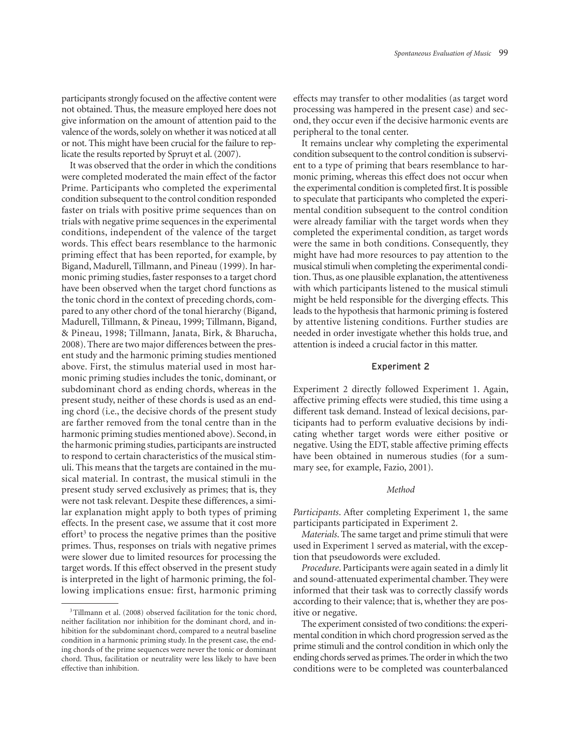participants strongly focused on the affective content were not obtained. Thus, the measure employed here does not give information on the amount of attention paid to the valence of the words, solely on whether it was noticed at all or not. This might have been crucial for the failure to replicate the results reported by Spruyt et al. (2007).

It was observed that the order in which the conditions were completed moderated the main effect of the factor Prime. Participants who completed the experimental condition subsequent to the control condition responded faster on trials with positive prime sequences than on trials with negative prime sequences in the experimental conditions, independent of the valence of the target words. This effect bears resemblance to the harmonic priming effect that has been reported, for example, by Bigand, Madurell, Tillmann, and Pineau (1999). In harmonic priming studies, faster responses to a target chord have been observed when the target chord functions as the tonic chord in the context of preceding chords, compared to any other chord of the tonal hierarchy (Bigand, Madurell, Tillmann, & Pineau, 1999; Tillmann, Bigand, & Pineau, 1998; Tillmann, Janata, Birk, & Bharucha, 2008). There are two major differences between the present study and the harmonic priming studies mentioned above. First, the stimulus material used in most harmonic priming studies includes the tonic, dominant, or subdominant chord as ending chords, whereas in the present study, neither of these chords is used as an ending chord (i.e., the decisive chords of the present study are farther removed from the tonal centre than in the harmonic priming studies mentioned above). Second, in the harmonic priming studies, participants are instructed to respond to certain characteristics of the musical stimuli. This means that the targets are contained in the musical material. In contrast, the musical stimuli in the present study served exclusively as primes; that is, they were not task relevant. Despite these differences, a similar explanation might apply to both types of priming effects. In the present case, we assume that it cost more effort[3] to process the negative primes than the positive primes. Thus, responses on trials with negative primes were slower due to limited resources for processing the target words. If this effect observed in the present study is interpreted in the light of harmonic priming, the following implications ensue: first, harmonic priming effects may transfer to other modalities (as target word processing was hampered in the present case) and second, they occur even if the decisive harmonic events are peripheral to the tonal center.

It remains unclear why completing the experimental condition subsequent to the control condition is subservient to a type of priming that bears resemblance to harmonic priming, whereas this effect does not occur when the experimental condition is completed first. It is possible to speculate that participants who completed the experimental condition subsequent to the control condition were already familiar with the target words when they completed the experimental condition, as target words were the same in both conditions. Consequently, they might have had more resources to pay attention to the musical stimuli when completing the experimental condition. Thus, as one plausible explanation, the attentiveness with which participants listened to the musical stimuli might be held responsible for the diverging effects. This leads to the hypothesis that harmonic priming is fostered by attentive listening conditions. Further studies are needed in order investigate whether this holds true, and attention is indeed a crucial factor in this matter.

## Experiment 2

Experiment 2 directly followed Experiment 1. Again, affective priming effects were studied, this time using a different task demand. Instead of lexical decisions, participants had to perform evaluative decisions by indicating whether target words were either positive or negative. Using the EDT, stable affective priming effects have been obtained in numerous studies (for a summary see, for example, Fazio, 2001).

### *Method*

*Participants*. After completing Experiment 1, the same participants participated in Experiment 2.

*Materials*. The same target and prime stimuli that were used in Experiment 1 served as material, with the exception that pseudowords were excluded.

*Procedure*. Participants were again seated in a dimly lit and sound-attenuated experimental chamber. They were informed that their task was to correctly classify words according to their valence; that is, whether they are positive or negative.

The experiment consisted of two conditions: the experimental condition in which chord progression served as the prime stimuli and the control condition in which only the ending chords served as primes. The order in which the two conditions were to be completed was counterbalanced

[3] Tillmann et al. (2008) observed facilitation for the tonic chord, neither facilitation nor inhibition for the dominant chord, and inhibition for the subdominant chord, compared to a neutral baseline condition in a harmonic priming study. In the present case, the ending chords of the prime sequences were never the tonic or dominant chord. Thus, facilitation or neutrality were less likely to have been effective than inhibition.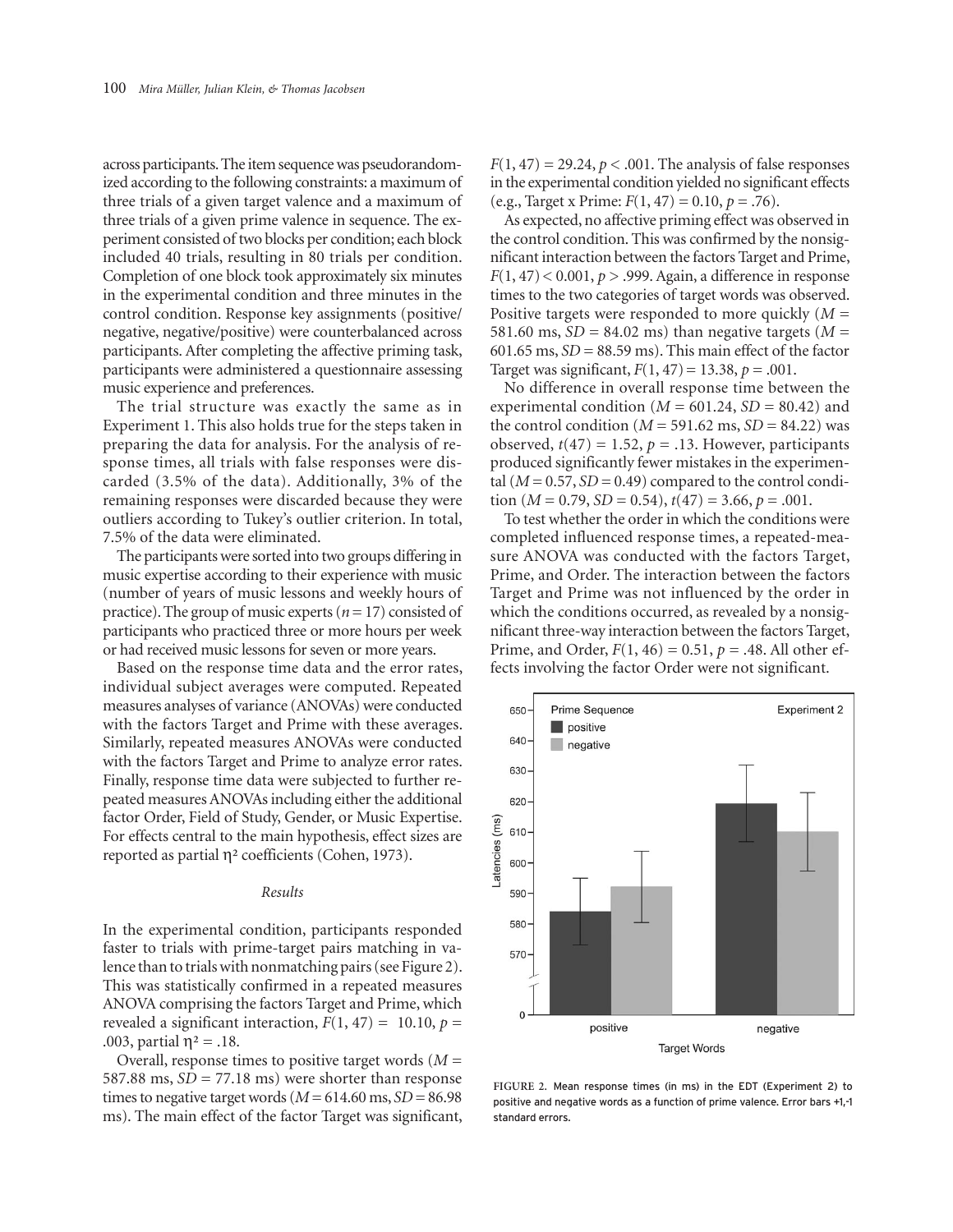across participants. The item sequence was pseudorandomized according to the following constraints: a maximum of three trials of a given target valence and a maximum of three trials of a given prime valence in sequence. The experiment consisted of two blocks per condition; each block included 40 trials, resulting in 80 trials per condition. Completion of one block took approximately six minutes in the experimental condition and three minutes in the control condition. Response key assignments (positive/negative, negative/positive) were counterbalanced across participants. After completing the affective priming task, participants were administered a questionnaire assessing music experience and preferences.

The trial structure was exactly the same as in Experiment 1. This also holds true for the steps taken in preparing the data for analysis. For the analysis of response times, all trials with false responses were discarded (3.5% of the data). Additionally, 3% of the remaining responses were discarded because they were outliers according to Tukey's outlier criterion. In total, 7.5% of the data were eliminated.

The participants were sorted into two groups differing in music expertise according to their experience with music (number of years of music lessons and weekly hours of practice). The group of music experts ($n = 17$) consisted of participants who practiced three or more hours per week or had received music lessons for seven or more years.

Based on the response time data and the error rates, individual subject averages were computed. Repeated measures analyses of variance (ANOVAs) were conducted with the factors Target and Prime with these averages. Similarly, repeated measures ANOVAs were conducted with the factors Target and Prime to analyze error rates. Finally, response time data were subjected to further repeated measures ANOVAs including either the additional factor Order, Field of Study, Gender, or Music Expertise. For effects central to the main hypothesis, effect sizes are reported as partial $\eta^2$ coefficients (Cohen, 1973).

### *Results*

In the experimental condition, participants responded faster to trials with prime-target pairs matching in valence than to trials with nonmatching pairs (see Figure 2). This was statistically confirmed in a repeated measures ANOVA comprising the factors Target and Prime, which revealed a significant interaction, $F(1, 47) = 10.10$, $p = .003$, partial $\eta^2 = .18$.

Overall, response times to positive target words ($M = 587.88$ ms, $SD = 77.18$ ms) were shorter than response times to negative target words ($M = 614.60$ ms, $SD = 86.98$ ms). The main effect of the factor Target was significant, $F(1, 47) = 29.24$, $p < .001$. The analysis of false responses in the experimental condition yielded no significant effects (e.g., Target x Prime: $F(1, 47) = 0.10$, $p = .76$).

As expected, no affective priming effect was observed in the control condition. This was confirmed by the nonsignificant interaction between the factors Target and Prime, $F(1, 47) < 0.001$, $p > .999$. Again, a difference in response times to the two categories of target words was observed. Positive targets were responded to more quickly ($M = 581.60$ ms, $SD = 84.02$ ms) than negative targets ($M = 601.65$ ms, $SD = 88.59$ ms). This main effect of the factor Target was significant, $F(1, 47) = 13.38$, $p = .001$.

No difference in overall response time between the experimental condition ($M = 601.24$, $SD = 80.42$) and the control condition ($M = 591.62$ ms, $SD = 84.22$) was observed, $t(47) = 1.52$, $p = .13$. However, participants produced significantly fewer mistakes in the experimental ($M = 0.57$, $SD = 0.49$) compared to the control condition ($M = 0.79$, $SD = 0.54$), $t(47) = 3.66$, $p = .001$.

To test whether the order in which the conditions were completed influenced response times, a repeated-measure ANOVA was conducted with the factors Target, Prime, and Order. The interaction between the factors Target and Prime was not influenced by the order in which the conditions occurred, as revealed by a nonsignificant three-way interaction between the factors Target, Prime, and Order, $F(1, 46) = 0.51$, $p = .48$. All other effects involving the factor Order were not significant.

FIGURE 2. Mean response times (in ms) in the EDT (Experiment 2) to positive and negative words as a function of prime valence. Error bars +1,-1 standard errors.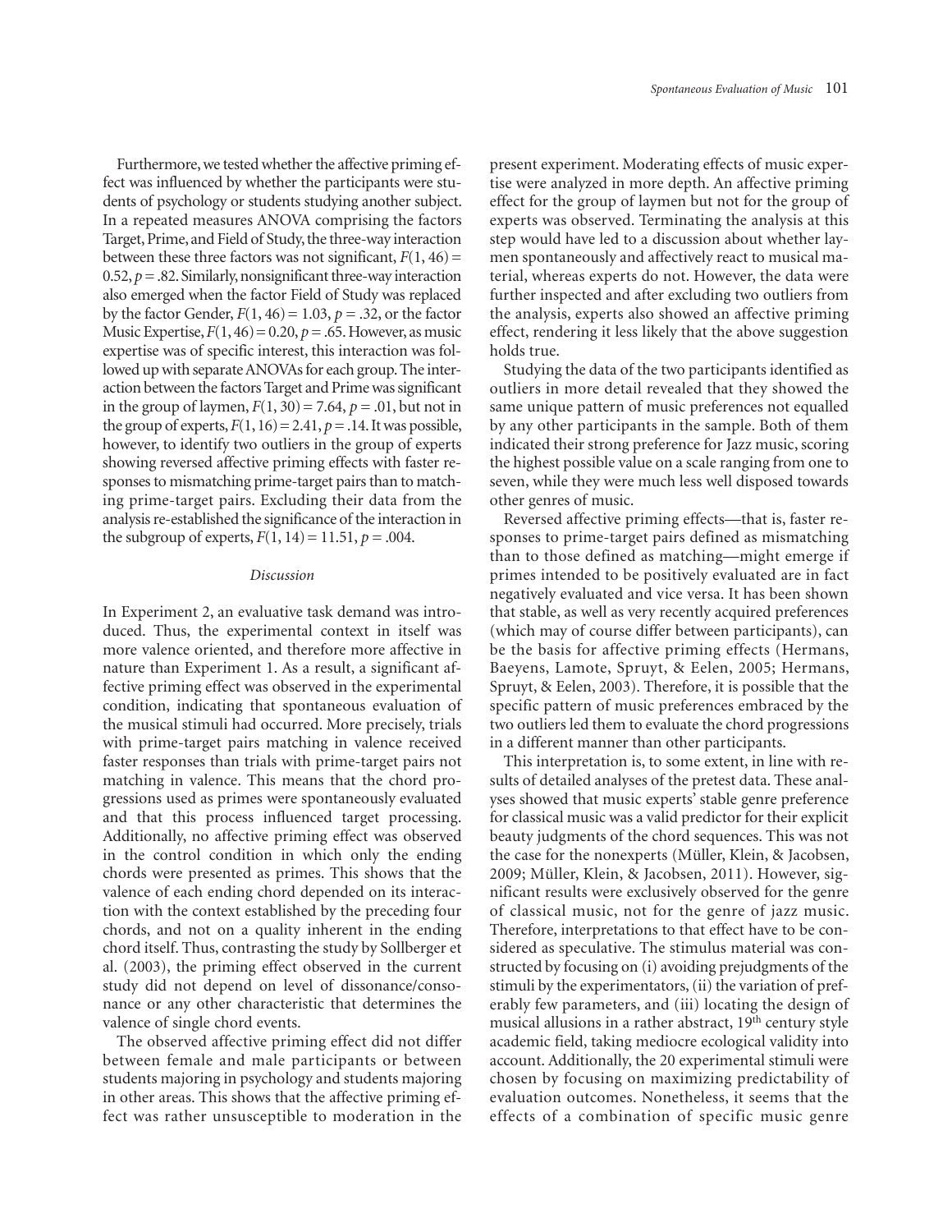Furthermore, we tested whether the affective priming effect was influenced by whether the participants were students of psychology or students studying another subject. In a repeated measures ANOVA comprising the factors Target, Prime, and Field of Study, the three-way interaction between these three factors was not significant, $F(1, 46) = 0.52$, $p = .82$. Similarly, nonsignificant three-way interaction also emerged when the factor Field of Study was replaced by the factor Gender, $F(1, 46) = 1.03$, $p = .32$, or the factor Music Expertise, $F(1, 46) = 0.20$, $p = .65$. However, as music expertise was of specific interest, this interaction was followed up with separate ANOVAs for each group. The interaction between the factors Target and Prime was significant in the group of laymen, $F(1, 30) = 7.64$, $p = .01$, but not in the group of experts, $F(1, 16) = 2.41$, $p = .14$. It was possible, however, to identify two outliers in the group of experts showing reversed affective priming effects with faster responses to mismatching prime-target pairs than to matching prime-target pairs. Excluding their data from the analysis re-established the significance of the interaction in the subgroup of experts, $F(1, 14) = 11.51$, $p = .004$.

## *Discussion*

In Experiment 2, an evaluative task demand was introduced. Thus, the experimental context in itself was more valence oriented, and therefore more affective in nature than Experiment 1. As a result, a significant affective priming effect was observed in the experimental condition, indicating that spontaneous evaluation of the musical stimuli had occurred. More precisely, trials with prime-target pairs matching in valence received faster responses than trials with prime-target pairs not matching in valence. This means that the chord progressions used as primes were spontaneously evaluated and that this process influenced target processing. Additionally, no affective priming effect was observed in the control condition in which only the ending chords were presented as primes. This shows that the valence of each ending chord depended on its interaction with the context established by the preceding four chords, and not on a quality inherent in the ending chord itself. Thus, contrasting the study by Sollberger et al. (2003), the priming effect observed in the current study did not depend on level of dissonance/consonance or any other characteristic that determines the valence of single chord events.

The observed affective priming effect did not differ between female and male participants or between students majoring in psychology and students majoring in other areas. This shows that the affective priming effect was rather unsusceptible to moderation in the present experiment. Moderating effects of music expertise were analyzed in more depth. An affective priming effect for the group of laymen but not for the group of experts was observed. Terminating the analysis at this step would have led to a discussion about whether laymen spontaneously and affectively react to musical material, whereas experts do not. However, the data were further inspected and after excluding two outliers from the analysis, experts also showed an affective priming effect, rendering it less likely that the above suggestion holds true.

Studying the data of the two participants identified as outliers in more detail revealed that they showed the same unique pattern of music preferences not equalled by any other participants in the sample. Both of them indicated their strong preference for Jazz music, scoring the highest possible value on a scale ranging from one to seven, while they were much less well disposed towards other genres of music.

Reversed affective priming effects—that is, faster responses to prime-target pairs defined as mismatching than to those defined as matching—might emerge if primes intended to be positively evaluated are in fact negatively evaluated and vice versa. It has been shown that stable, as well as very recently acquired preferences (which may of course differ between participants), can be the basis for affective priming effects (Hermans, Baeyens, Lamote, Spruyt, & Eelen, 2005; Hermans, Spruyt, & Eelen, 2003). Therefore, it is possible that the specific pattern of music preferences embraced by the two outliers led them to evaluate the chord progressions in a different manner than other participants.

This interpretation is, to some extent, in line with results of detailed analyses of the pretest data. These analyses showed that music experts' stable genre preference for classical music was a valid predictor for their explicit beauty judgments of the chord sequences. This was not the case for the nonexperts (Müller, Klein, & Jacobsen, 2009; Müller, Klein, & Jacobsen, 2011). However, significant results were exclusively observed for the genre of classical music, not for the genre of jazz music. Therefore, interpretations to that effect have to be considered as speculative. The stimulus material was constructed by focusing on (i) avoiding prejudgments of the stimuli by the experimentators, (ii) the variation of preferably few parameters, and (iii) locating the design of musical allusions in a rather abstract, 19th century style academic field, taking mediocre ecological validity into account. Additionally, the 20 experimental stimuli were chosen by focusing on maximizing predictability of evaluation outcomes. Nonetheless, it seems that the effects of a combination of specific music genre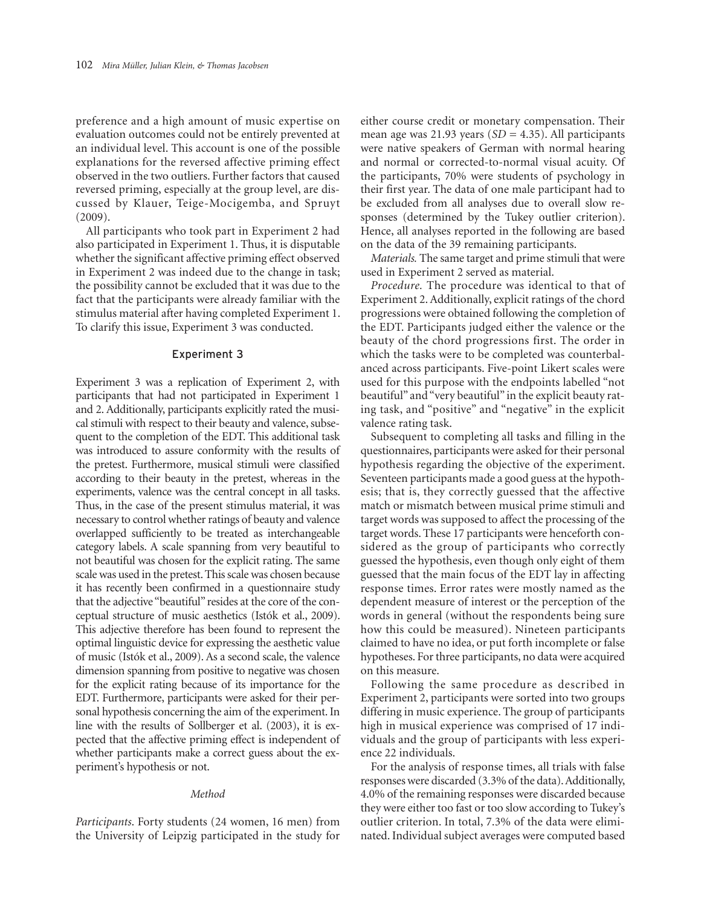preference and a high amount of music expertise on evaluation outcomes could not be entirely prevented at an individual level. This account is one of the possible explanations for the reversed affective priming effect observed in the two outliers. Further factors that caused reversed priming, especially at the group level, are discussed by Klauer, Teige-Mocigemba, and Spruyt (2009).

All participants who took part in Experiment 2 had also participated in Experiment 1. Thus, it is disputable whether the significant affective priming effect observed in Experiment 2 was indeed due to the change in task; the possibility cannot be excluded that it was due to the fact that the participants were already familiar with the stimulus material after having completed Experiment 1. To clarify this issue, Experiment 3 was conducted.

## Experiment 3

Experiment 3 was a replication of Experiment 2, with participants that had not participated in Experiment 1 and 2. Additionally, participants explicitly rated the musical stimuli with respect to their beauty and valence, subsequent to the completion of the EDT. This additional task was introduced to assure conformity with the results of the pretest. Furthermore, musical stimuli were classified according to their beauty in the pretest, whereas in the experiments, valence was the central concept in all tasks. Thus, in the case of the present stimulus material, it was necessary to control whether ratings of beauty and valence overlapped sufficiently to be treated as interchangeable category labels. A scale spanning from very beautiful to not beautiful was chosen for the explicit rating. The same scale was used in the pretest. This scale was chosen because it has recently been confirmed in a questionnaire study that the adjective "beautiful" resides at the core of the conceptual structure of music aesthetics (Istók et al., 2009). This adjective therefore has been found to represent the optimal linguistic device for expressing the aesthetic value of music (Istók et al., 2009). As a second scale, the valence dimension spanning from positive to negative was chosen for the explicit rating because of its importance for the EDT. Furthermore, participants were asked for their personal hypothesis concerning the aim of the experiment. In line with the results of Sollberger et al. (2003), it is expected that the affective priming effect is independent of whether participants make a correct guess about the experiment's hypothesis or not.

### *Method*

*Participants.* Forty students (24 women, 16 men) from the University of Leipzig participated in the study for either course credit or monetary compensation. Their mean age was 21.93 years ($SD$ = 4.35). All participants were native speakers of German with normal hearing and normal or corrected-to-normal visual acuity. Of the participants, 70% were students of psychology in their first year. The data of one male participant had to be excluded from all analyses due to overall slow responses (determined by the Tukey outlier criterion). Hence, all analyses reported in the following are based on the data of the 39 remaining participants.

*Materials.* The same target and prime stimuli that were used in Experiment 2 served as material.

*Procedure.* The procedure was identical to that of Experiment 2. Additionally, explicit ratings of the chord progressions were obtained following the completion of the EDT. Participants judged either the valence or the beauty of the chord progressions first. The order in which the tasks were to be completed was counterbalanced across participants. Five-point Likert scales were used for this purpose with the endpoints labelled "not beautiful" and "very beautiful" in the explicit beauty rating task, and "positive" and "negative" in the explicit valence rating task.

Subsequent to completing all tasks and filling in the questionnaires, participants were asked for their personal hypothesis regarding the objective of the experiment. Seventeen participants made a good guess at the hypothesis; that is, they correctly guessed that the affective match or mismatch between musical prime stimuli and target words was supposed to affect the processing of the target words. These 17 participants were henceforth considered as the group of participants who correctly guessed the hypothesis, even though only eight of them guessed that the main focus of the EDT lay in affecting response times. Error rates were mostly named as the dependent measure of interest or the perception of the words in general (without the respondents being sure how this could be measured). Nineteen participants claimed to have no idea, or put forth incomplete or false hypotheses. For three participants, no data were acquired on this measure.

Following the same procedure as described in Experiment 2, participants were sorted into two groups differing in music experience. The group of participants high in musical experience was comprised of 17 individuals and the group of participants with less experience 22 individuals.

For the analysis of response times, all trials with false responses were discarded (3.3% of the data). Additionally, 4.0% of the remaining responses were discarded because they were either too fast or too slow according to Tukey's outlier criterion. In total, 7.3% of the data were eliminated. Individual subject averages were computed based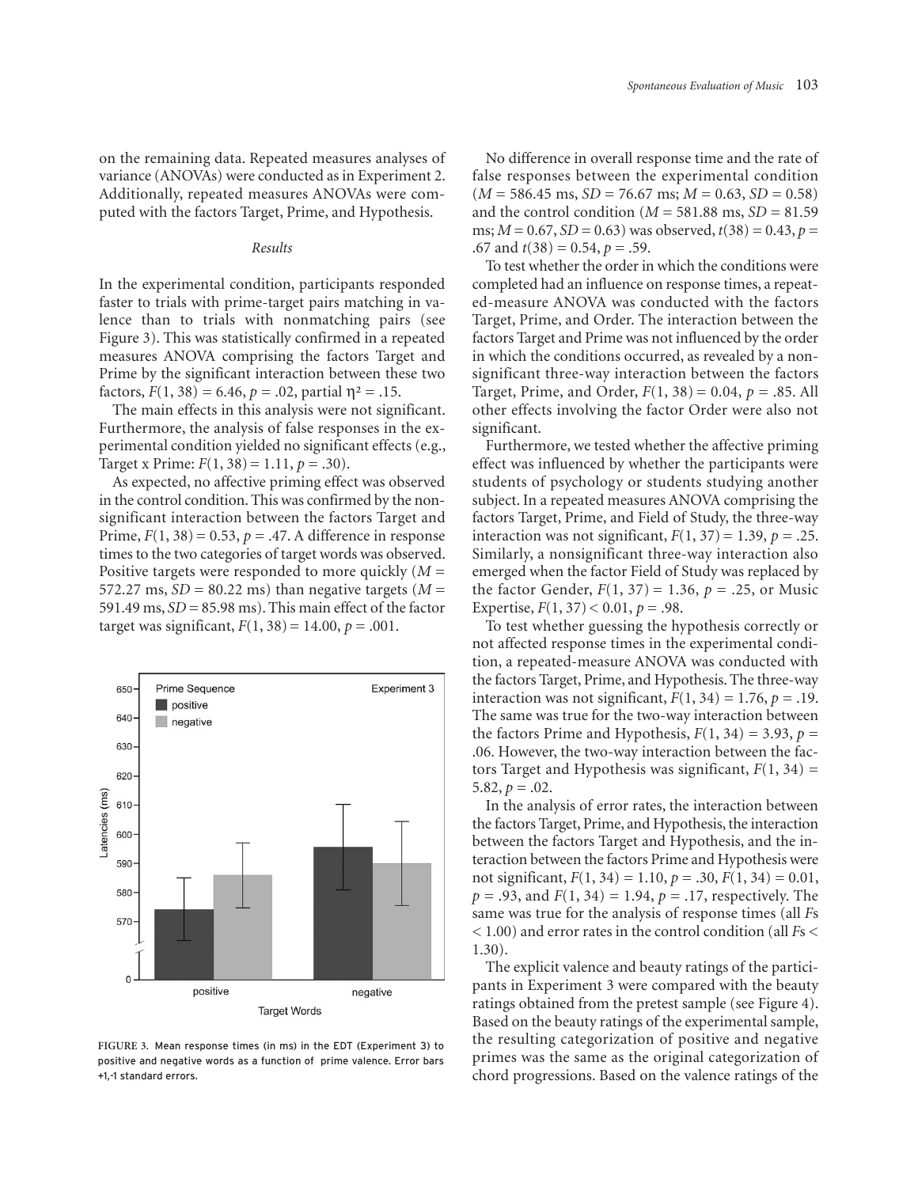on the remaining data. Repeated measures analyses of variance (ANOVAs) were conducted as in Experiment 2. Additionally, repeated measures ANOVAs were computed with the factors Target, Prime, and Hypothesis.

### *Results*

In the experimental condition, participants responded faster to trials with prime-target pairs matching in valence than to trials with nonmatching pairs (see Figure 3). This was statistically confirmed in a repeated measures ANOVA comprising the factors Target and Prime by the significant interaction between these two factors, $F(1, 38) = 6.46$, $p = .02$, partial $\eta^2 = .15$.

The main effects in this analysis were not significant. Furthermore, the analysis of false responses in the experimental condition yielded no significant effects (e.g., Target x Prime: $F(1, 38) = 1.11$, $p = .30$).

As expected, no affective priming effect was observed in the control condition. This was confirmed by the nonsignificant interaction between the factors Target and Prime, $F(1, 38) = 0.53$, $p = .47$. A difference in response times to the two categories of target words was observed. Positive targets were responded to more quickly ($M$ = 572.27 ms, $SD$ = 80.22 ms) than negative targets ($M$ = 591.49 ms, $SD$ = 85.98 ms). This main effect of the factor target was significant, $F(1, 38) = 14.00$, $p = .001$.

FIGURE 3. Mean response times (in ms) in the EDT (Experiment 3) to positive and negative words as a function of prime valence. Error bars +1,-1 standard errors.

No difference in overall response time and the rate of false responses between the experimental condition ($M$ = 586.45 ms, $SD$ = 76.67 ms; $M$ = 0.63, $SD$ = 0.58) and the control condition ($M$ = 581.88 ms, $SD$ = 81.59 ms; $M$ = 0.67, $SD$ = 0.63) was observed, $t(38) = 0.43$, $p$ = .67 and $t(38) = 0.54$, $p = .59$.

To test whether the order in which the conditions were completed had an influence on response times, a repeated-measure ANOVA was conducted with the factors Target, Prime, and Order. The interaction between the factors Target and Prime was not influenced by the order in which the conditions occurred, as revealed by a nonsignificant three-way interaction between the factors Target, Prime, and Order, $F(1, 38) = 0.04$, $p = .85$. All other effects involving the factor Order were also not significant.

Furthermore, we tested whether the affective priming effect was influenced by whether the participants were students of psychology or students studying another subject. In a repeated measures ANOVA comprising the factors Target, Prime, and Field of Study, the three-way interaction was not significant, $F(1, 37) = 1.39$, $p = .25$. Similarly, a nonsignificant three-way interaction also emerged when the factor Field of Study was replaced by the factor Gender, $F(1, 37) = 1.36$, $p = .25$, or Music Expertise, $F(1, 37) < 0.01$, $p = .98$.

To test whether guessing the hypothesis correctly or not affected response times in the experimental condition, a repeated-measure ANOVA was conducted with the factors Target, Prime, and Hypothesis. The three-way interaction was not significant, $F(1, 34) = 1.76$, $p = .19$. The same was true for the two-way interaction between the factors Prime and Hypothesis, $F(1, 34) = 3.93$, $p$ = .06. However, the two-way interaction between the factors Target and Hypothesis was significant, $F(1, 34)$ = 5.82, $p = .02$.

In the analysis of error rates, the interaction between the factors Target, Prime, and Hypothesis, the interaction between the factors Target and Hypothesis, and the interaction between the factors Prime and Hypothesis were not significant, $F(1, 34) = 1.10$, $p = .30$, $F(1, 34) = 0.01$, $p = .93$, and $F(1, 34) = 1.94$, $p = .17$, respectively. The same was true for the analysis of response times (all $F$s $< 1.00$) and error rates in the control condition (all $F$s $<$ 1.30).

The explicit valence and beauty ratings of the participants in Experiment 3 were compared with the beauty ratings obtained from the pretest sample (see Figure 4). Based on the beauty ratings of the experimental sample, the resulting categorization of positive and negative primes was the same as the original categorization of chord progressions. Based on the valence ratings of the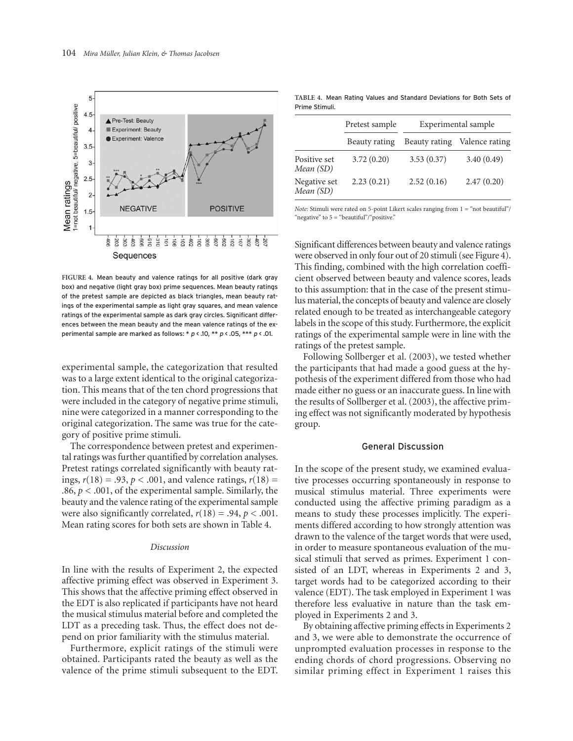FIGURE 4. Mean beauty and valence ratings for all positive (dark gray box) and negative (light gray box) prime sequences. Mean beauty ratings of the pretest sample are depicted as black triangles, mean beauty ratings of the experimental sample as light gray squares, and mean valence ratings of the experimental sample as dark gray circles. Significant differences between the mean beauty and the mean valence ratings of the experimental sample are marked as follows: * $p < .10$, ** $p < .05$, *** $p < .01$.

experimental sample, the categorization that resulted was to a large extent identical to the original categorization. This means that of the ten chord progressions that were included in the category of negative prime stimuli, nine were categorized in a manner corresponding to the original categorization. The same was true for the category of positive prime stimuli.

The correspondence between pretest and experimental ratings was further quantified by correlation analyses. Pretest ratings correlated significantly with beauty ratings, $r(18) = .93$, $p < .001$, and valence ratings, $r(18) = .86$, $p < .001$, of the experimental sample. Similarly, the beauty and the valence rating of the experimental sample were also significantly correlated, $r(18) = .94$, $p < .001$. Mean rating scores for both sets are shown in Table 4.

### *Discussion*

In line with the results of Experiment 2, the expected affective priming effect was observed in Experiment 3. This shows that the affective priming effect observed in the EDT is also replicated if participants have not heard the musical stimulus material before and completed the LDT as a preceding task. Thus, the effect does not depend on prior familiarity with the stimulus material.

Furthermore, explicit ratings of the stimuli were obtained. Participants rated the beauty as well as the valence of the prime stimuli subsequent to the EDT.

TABLE 4. Mean Rating Values and Standard Deviations for Both Sets of Prime Stimuli.

| | Pretest sample | Experimental sample | |
|---|---|---|---|
| | Beauty rating | Beauty rating | Valence rating |
| Positive set *Mean (SD)* | 3.72 (0.20) | 3.53 (0.37) | 3.40 (0.49) |
| Negative set *Mean (SD)* | 2.23 (0.21) | 2.52 (0.16) | 2.47 (0.20) |

*Note*: Stimuli were rated on 5-point Likert scales ranging from 1 = "not beautiful"/"negative" to 5 = "beautiful"/"positive."

Significant differences between beauty and valence ratings were observed in only four out of 20 stimuli (see Figure 4). This finding, combined with the high correlation coefficient observed between beauty and valence scores, leads to this assumption: that in the case of the present stimulus material, the concepts of beauty and valence are closely related enough to be treated as interchangeable category labels in the scope of this study. Furthermore, the explicit ratings of the experimental sample were in line with the ratings of the pretest sample.

Following Sollberger et al. (2003), we tested whether the participants that had made a good guess at the hypothesis of the experiment differed from those who had made either no guess or an inaccurate guess. In line with the results of Sollberger et al. (2003), the affective priming effect was not significantly moderated by hypothesis group.

## General Discussion

In the scope of the present study, we examined evaluative processes occurring spontaneously in response to musical stimulus material. Three experiments were conducted using the affective priming paradigm as a means to study these processes implicitly. The experiments differed according to how strongly attention was drawn to the valence of the target words that were used, in order to measure spontaneous evaluation of the musical stimuli that served as primes. Experiment 1 consisted of an LDT, whereas in Experiments 2 and 3, target words had to be categorized according to their valence (EDT). The task employed in Experiment 1 was therefore less evaluative in nature than the task employed in Experiments 2 and 3.

By obtaining affective priming effects in Experiments 2 and 3, we were able to demonstrate the occurrence of unprompted evaluation processes in response to the ending chords of chord progressions. Observing no similar priming effect in Experiment 1 raises this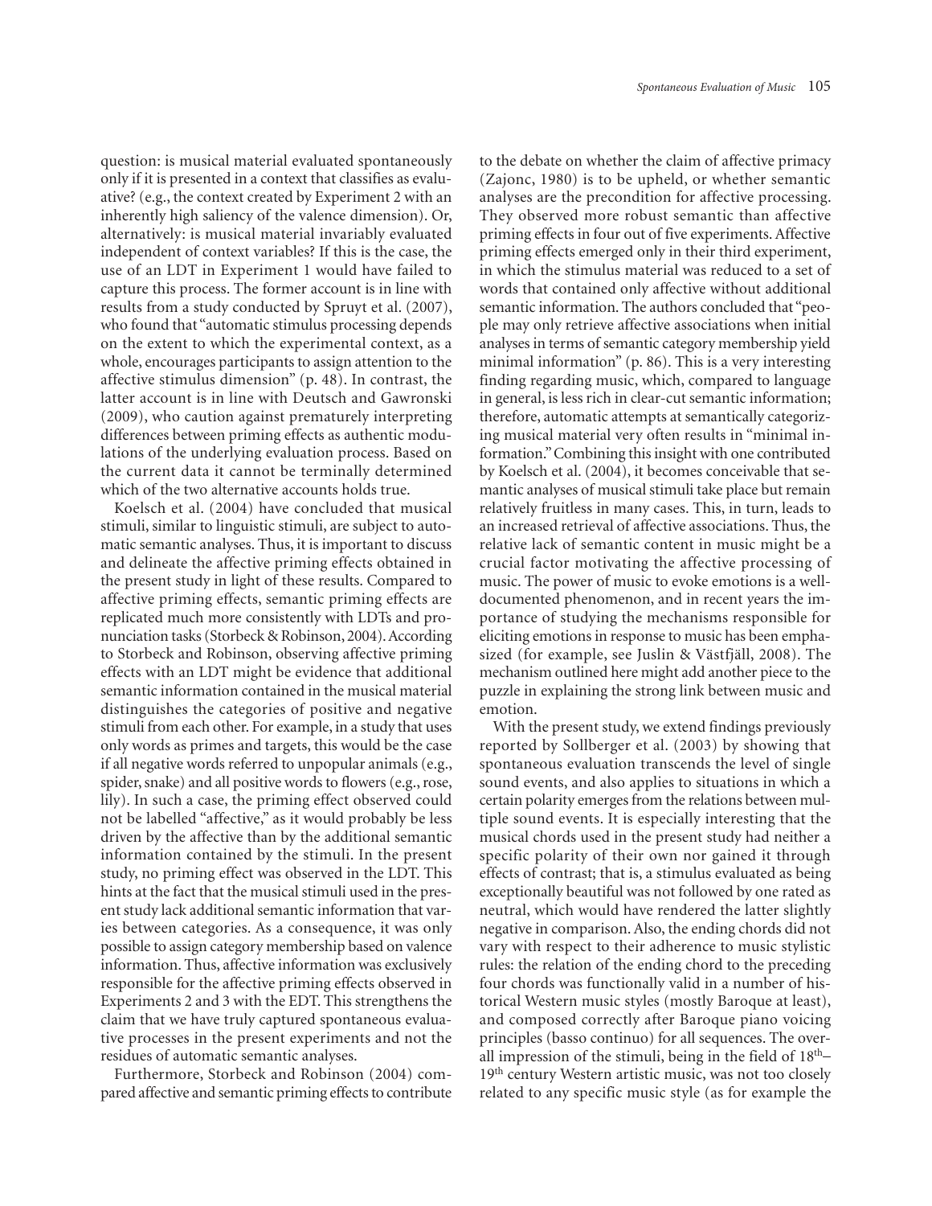question: is musical material evaluated spontaneously only if it is presented in a context that classifies as evaluative? (e.g., the context created by Experiment 2 with an inherently high saliency of the valence dimension). Or, alternatively: is musical material invariably evaluated independent of context variables? If this is the case, the use of an LDT in Experiment 1 would have failed to capture this process. The former account is in line with results from a study conducted by Spruyt et al. (2007), who found that "automatic stimulus processing depends on the extent to which the experimental context, as a whole, encourages participants to assign attention to the affective stimulus dimension" (p. 48). In contrast, the latter account is in line with Deutsch and Gawronski (2009), who caution against prematurely interpreting differences between priming effects as authentic modulations of the underlying evaluation process. Based on the current data it cannot be terminally determined which of the two alternative accounts holds true.

Koelsch et al. (2004) have concluded that musical stimuli, similar to linguistic stimuli, are subject to automatic semantic analyses. Thus, it is important to discuss and delineate the affective priming effects obtained in the present study in light of these results. Compared to affective priming effects, semantic priming effects are replicated much more consistently with LDTs and pronunciation tasks (Storbeck & Robinson, 2004). According to Storbeck and Robinson, observing affective priming effects with an LDT might be evidence that additional semantic information contained in the musical material distinguishes the categories of positive and negative stimuli from each other. For example, in a study that uses only words as primes and targets, this would be the case if all negative words referred to unpopular animals (e.g., spider, snake) and all positive words to flowers (e.g., rose, lily). In such a case, the priming effect observed could not be labelled "affective," as it would probably be less driven by the affective than by the additional semantic information contained by the stimuli. In the present study, no priming effect was observed in the LDT. This hints at the fact that the musical stimuli used in the present study lack additional semantic information that varies between categories. As a consequence, it was only possible to assign category membership based on valence information. Thus, affective information was exclusively responsible for the affective priming effects observed in Experiments 2 and 3 with the EDT. This strengthens the claim that we have truly captured spontaneous evaluative processes in the present experiments and not the residues of automatic semantic analyses.

Furthermore, Storbeck and Robinson (2004) compared affective and semantic priming effects to contribute to the debate on whether the claim of affective primacy (Zajonc, 1980) is to be upheld, or whether semantic analyses are the precondition for affective processing. They observed more robust semantic than affective priming effects in four out of five experiments. Affective priming effects emerged only in their third experiment, in which the stimulus material was reduced to a set of words that contained only affective without additional semantic information. The authors concluded that "people may only retrieve affective associations when initial analyses in terms of semantic category membership yield minimal information" (p. 86). This is a very interesting finding regarding music, which, compared to language in general, is less rich in clear-cut semantic information; therefore, automatic attempts at semantically categorizing musical material very often results in "minimal information." Combining this insight with one contributed by Koelsch et al. (2004), it becomes conceivable that semantic analyses of musical stimuli take place but remain relatively fruitless in many cases. This, in turn, leads to an increased retrieval of affective associations. Thus, the relative lack of semantic content in music might be a crucial factor motivating the affective processing of music. The power of music to evoke emotions is a well-documented phenomenon, and in recent years the importance of studying the mechanisms responsible for eliciting emotions in response to music has been emphasized (for example, see Juslin & Västfjäll, 2008). The mechanism outlined here might add another piece to the puzzle in explaining the strong link between music and emotion.

With the present study, we extend findings previously reported by Sollberger et al. (2003) by showing that spontaneous evaluation transcends the level of single sound events, and also applies to situations in which a certain polarity emerges from the relations between multiple sound events. It is especially interesting that the musical chords used in the present study had neither a specific polarity of their own nor gained it through effects of contrast; that is, a stimulus evaluated as being exceptionally beautiful was not followed by one rated as neutral, which would have rendered the latter slightly negative in comparison. Also, the ending chords did not vary with respect to their adherence to music stylistic rules: the relation of the ending chord to the preceding four chords was functionally valid in a number of historical Western music styles (mostly Baroque at least), and composed correctly after Baroque piano voicing principles (basso continuo) for all sequences. The overall impression of the stimuli, being in the field of 18th–19th century Western artistic music, was not too closely related to any specific music style (as for example the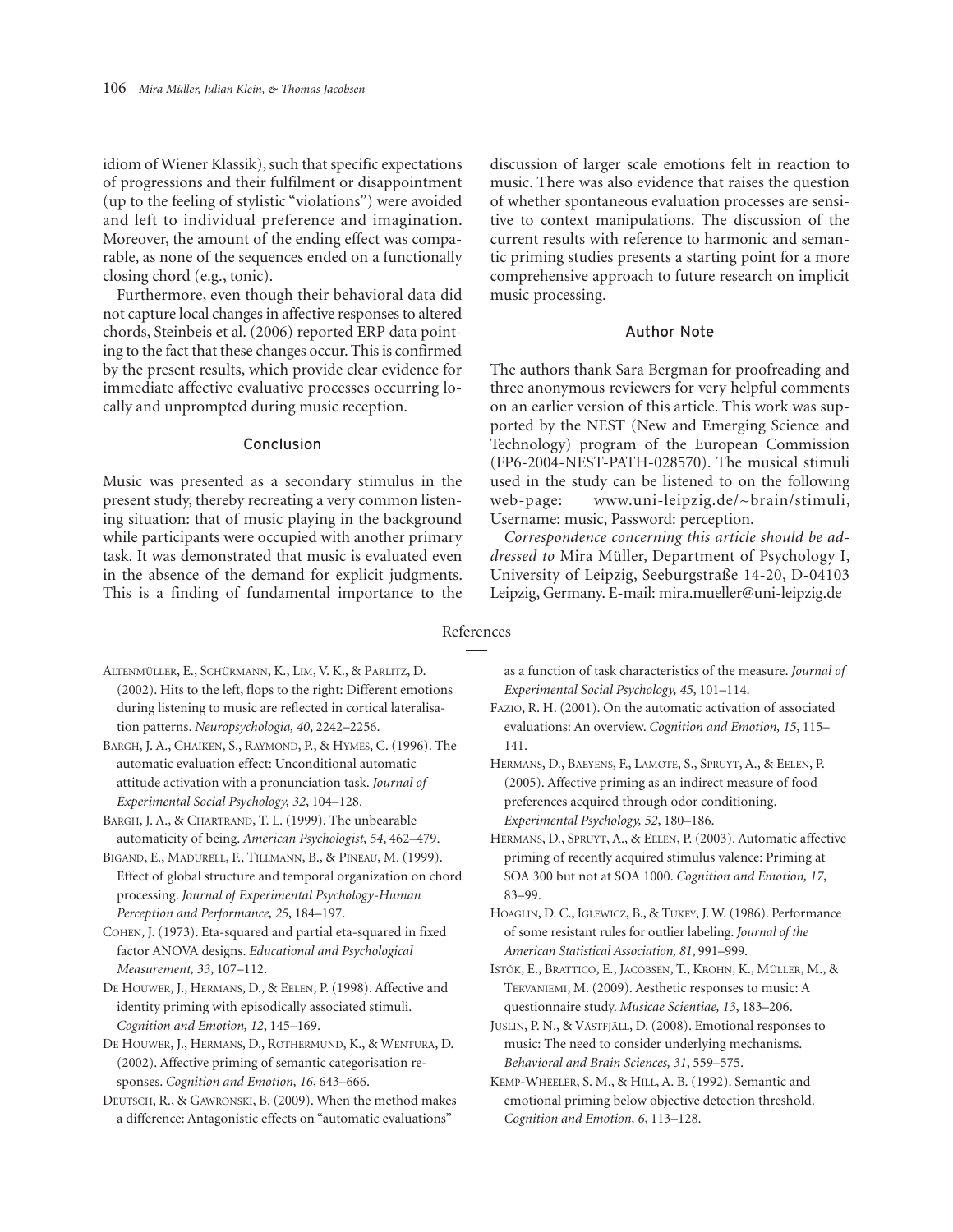idiom of Wiener Klassik), such that specific expectations of progressions and their fulfilment or disappointment (up to the feeling of stylistic "violations") were avoided and left to individual preference and imagination. Moreover, the amount of the ending effect was comparable, as none of the sequences ended on a functionally closing chord (e.g., tonic).

Furthermore, even though their behavioral data did not capture local changes in affective responses to altered chords, Steinbeis et al. (2006) reported ERP data pointing to the fact that these changes occur. This is confirmed by the present results, which provide clear evidence for immediate affective evaluative processes occurring locally and unprompted during music reception.

## Conclusion

Music was presented as a secondary stimulus in the present study, thereby recreating a very common listening situation: that of music playing in the background while participants were occupied with another primary task. It was demonstrated that music is evaluated even in the absence of the demand for explicit judgments. This is a finding of fundamental importance to the discussion of larger scale emotions felt in reaction to music. There was also evidence that raises the question of whether spontaneous evaluation processes are sensitive to context manipulations. The discussion of the current results with reference to harmonic and semantic priming studies presents a starting point for a more comprehensive approach to future research on implicit music processing.

## Author Note

The authors thank Sara Bergman for proofreading and three anonymous reviewers for very helpful comments on an earlier version of this article. This work was supported by the NEST (New and Emerging Science and Technology) program of the European Commission (FP6-2004-NEST-PATH-028570). The musical stimuli used in the study can be listened to on the following web-page: www.uni-leipzig.de/~brain/stimuli, Username: music, Password: perception.

*Correspondence concerning this article should be addressed to* Mira Müller, Department of Psychology I, University of Leipzig, Seeburgstraße 14-20, D-04103 Leipzig, Germany. E-mail: mira.mueller@uni-leipzig.de

## References

Altenmüller, E., Schürmann, K., Lim, V. K., & Parlitz, D. (2002). Hits to the left, flops to the right: Different emotions during listening to music are reflected in cortical lateralisation patterns. *Neuropsychologia, 40*, 2242–2256.

Bargh, J. A., Chaiken, S., Raymond, P., & Hymes, C. (1996). The automatic evaluation effect: Unconditional automatic attitude activation with a pronunciation task. *Journal of Experimental Social Psychology, 32*, 104–128.

Bargh, J. A., & Chartrand, T. L. (1999). The unbearable automaticity of being. *American Psychologist, 54*, 462–479.

Bigand, E., Madurell, F., Tillmann, B., & Pineau, M. (1999). Effect of global structure and temporal organization on chord processing. *Journal of Experimental Psychology-Human Perception and Performance, 25*, 184–197.

Cohen, J. (1973). Eta-squared and partial eta-squared in fixed factor ANOVA designs. *Educational and Psychological Measurement, 33*, 107–112.

De Houwer, J., Hermans, D., & Eelen, P. (1998). Affective and identity priming with episodically associated stimuli. *Cognition and Emotion, 12*, 145–169.

De Houwer, J., Hermans, D., Rothermund, K., & Wentura, D. (2002). Affective priming of semantic categorisation responses. *Cognition and Emotion, 16*, 643–666.

Deutsch, R., & Gawronski, B. (2009). When the method makes a difference: Antagonistic effects on "automatic evaluations" as a function of task characteristics of the measure. *Journal of Experimental Social Psychology, 45*, 101–114.

Fazio, R. H. (2001). On the automatic activation of associated evaluations: An overview. *Cognition and Emotion, 15*, 115–141.

Hermans, D., Baeyens, F., Lamote, S., Spruyt, A., & Eelen, P. (2005). Affective priming as an indirect measure of food preferences acquired through odor conditioning. *Experimental Psychology, 52*, 180–186.

Hermans, D., Spruyt, A., & Eelen, P. (2003). Automatic affective priming of recently acquired stimulus valence: Priming at SOA 300 but not at SOA 1000. *Cognition and Emotion, 17*, 83–99.

Hoaglin, D. C., Iglewicz, B., & Tukey, J. W. (1986). Performance of some resistant rules for outlier labeling. *Journal of the American Statistical Association, 81*, 991–999.

Istók, E., Brattico, E., Jacobsen, T., Krohn, K., Müller, M., & Tervaniemi, M. (2009). Aesthetic responses to music: A questionnaire study. *Musicae Scientiae, 13*, 183–206.

Juslin, P. N., & Västfjäll, D. (2008). Emotional responses to music: The need to consider underlying mechanisms. *Behavioral and Brain Sciences, 31*, 559–575.

Kemp-Wheeler, S. M., & Hill, A. B. (1992). Semantic and emotional priming below objective detection threshold. *Cognition and Emotion, 6*, 113–128.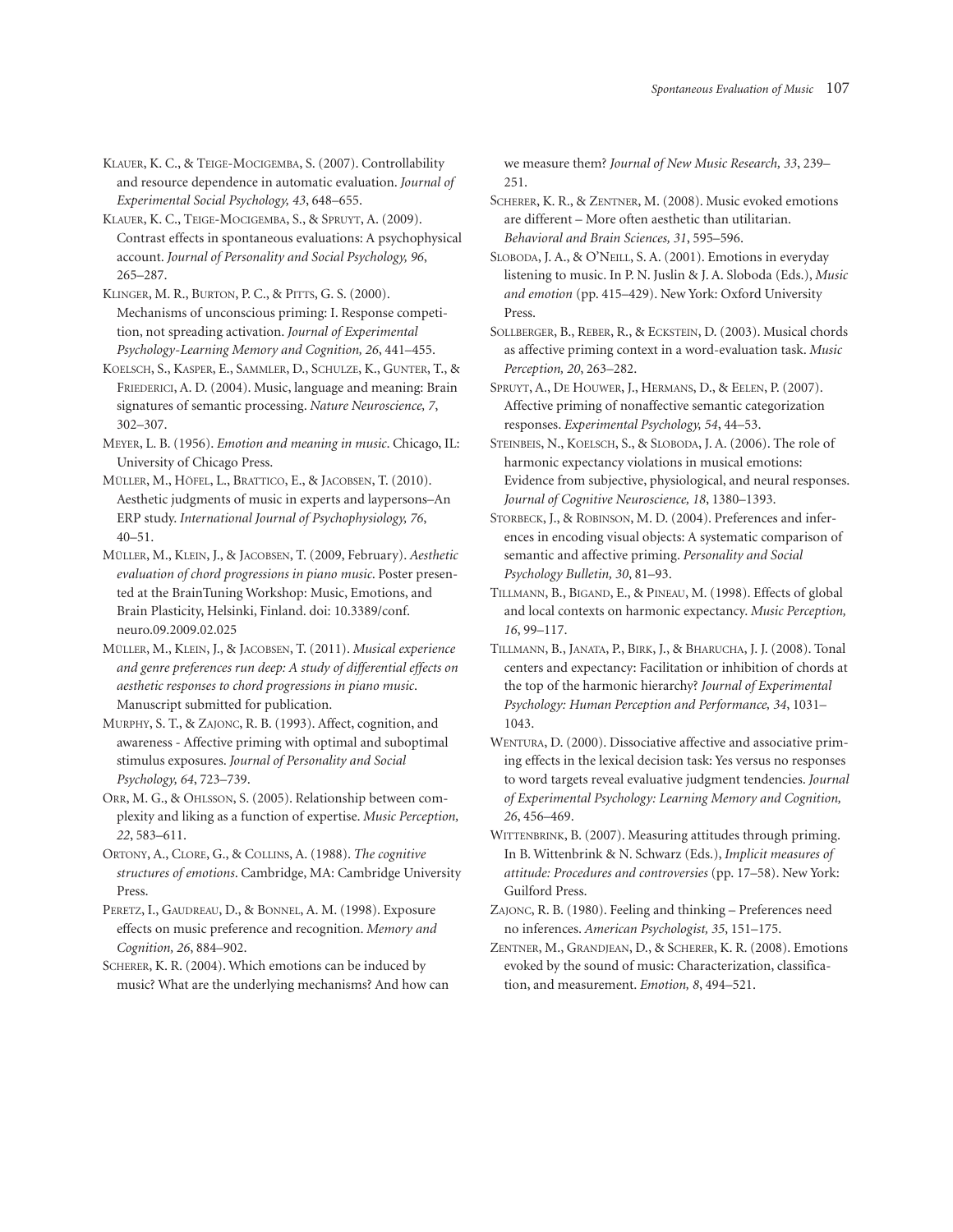Klauer, K. C., & Teige-Mocigemba, S. (2007). Controllability and resource dependence in automatic evaluation. *Journal of Experimental Social Psychology, 43*, 648–655.

Klauer, K. C., Teige-Mocigemba, S., & Spruyt, A. (2009). Contrast effects in spontaneous evaluations: A psychophysical account. *Journal of Personality and Social Psychology, 96*, 265–287.

Klinger, M. R., Burton, P. C., & Pitts, G. S. (2000). Mechanisms of unconscious priming: I. Response competition, not spreading activation. *Journal of Experimental Psychology-Learning Memory and Cognition, 26*, 441–455.

Koelsch, S., Kasper, E., Sammler, D., Schulze, K., Gunter, T., & Friederici, A. D. (2004). Music, language and meaning: Brain signatures of semantic processing. *Nature Neuroscience, 7*, 302–307.

Meyer, L. B. (1956). *Emotion and meaning in music*. Chicago, IL: University of Chicago Press.

Müller, M., Höfel, L., Brattico, E., & Jacobsen, T. (2010). Aesthetic judgments of music in experts and laypersons–An ERP study. *International Journal of Psychophysiology, 76*, 40–51.

Müller, M., Klein, J., & Jacobsen, T. (2009, February). *Aesthetic evaluation of chord progressions in piano music*. Poster presented at the BrainTuning Workshop: Music, Emotions, and Brain Plasticity, Helsinki, Finland. doi: 10.3389/conf.neuro.09.2009.02.025

Müller, M., Klein, J., & Jacobsen, T. (2011). *Musical experience and genre preferences run deep: A study of differential effects on aesthetic responses to chord progressions in piano music*. Manuscript submitted for publication.

Murphy, S. T., & Zajonc, R. B. (1993). Affect, cognition, and awareness - Affective priming with optimal and suboptimal stimulus exposures. *Journal of Personality and Social Psychology, 64*, 723–739.

Orr, M. G., & Ohlsson, S. (2005). Relationship between complexity and liking as a function of expertise. *Music Perception, 22*, 583–611.

Ortony, A., Clore, G., & Collins, A. (1988). *The cognitive structures of emotions*. Cambridge, MA: Cambridge University Press.

Peretz, I., Gaudreau, D., & Bonnel, A. M. (1998). Exposure effects on music preference and recognition. *Memory and Cognition, 26*, 884–902.

Scherer, K. R. (2004). Which emotions can be induced by music? What are the underlying mechanisms? And how can we measure them? *Journal of New Music Research, 33*, 239–251.

Scherer, K. R., & Zentner, M. (2008). Music evoked emotions are different – More often aesthetic than utilitarian. *Behavioral and Brain Sciences, 31*, 595–596.

Sloboda, J. A., & O'Neill, S. A. (2001). Emotions in everyday listening to music. In P. N. Juslin & J. A. Sloboda (Eds.), *Music and emotion* (pp. 415–429). New York: Oxford University Press.

Sollberger, B., Reber, R., & Eckstein, D. (2003). Musical chords as affective priming context in a word-evaluation task. *Music Perception, 20*, 263–282.

Spruyt, A., De Houwer, J., Hermans, D., & Eelen, P. (2007). Affective priming of nonaffective semantic categorization responses. *Experimental Psychology, 54*, 44–53.

Steinbeis, N., Koelsch, S., & Sloboda, J. A. (2006). The role of harmonic expectancy violations in musical emotions: Evidence from subjective, physiological, and neural responses. *Journal of Cognitive Neuroscience, 18*, 1380–1393.

Storbeck, J., & Robinson, M. D. (2004). Preferences and inferences in encoding visual objects: A systematic comparison of semantic and affective priming. *Personality and Social Psychology Bulletin, 30*, 81–93.

Tillmann, B., Bigand, E., & Pineau, M. (1998). Effects of global and local contexts on harmonic expectancy. *Music Perception, 16*, 99–117.

Tillmann, B., Janata, P., Birk, J., & Bharucha, J. J. (2008). Tonal centers and expectancy: Facilitation or inhibition of chords at the top of the harmonic hierarchy? *Journal of Experimental Psychology: Human Perception and Performance, 34*, 1031–1043.

Wentura, D. (2000). Dissociative affective and associative priming effects in the lexical decision task: Yes versus no responses to word targets reveal evaluative judgment tendencies. *Journal of Experimental Psychology: Learning Memory and Cognition, 26*, 456–469.

Wittenbrink, B. (2007). Measuring attitudes through priming. In B. Wittenbrink & N. Schwarz (Eds.), *Implicit measures of attitude: Procedures and controversies* (pp. 17–58). New York: Guilford Press.

Zajonc, R. B. (1980). Feeling and thinking – Preferences need no inferences. *American Psychologist, 35*, 151–175.

Zentner, M., Grandjean, D., & Scherer, K. R. (2008). Emotions evoked by the sound of music: Characterization, classification, and measurement. *Emotion, 8*, 494–521.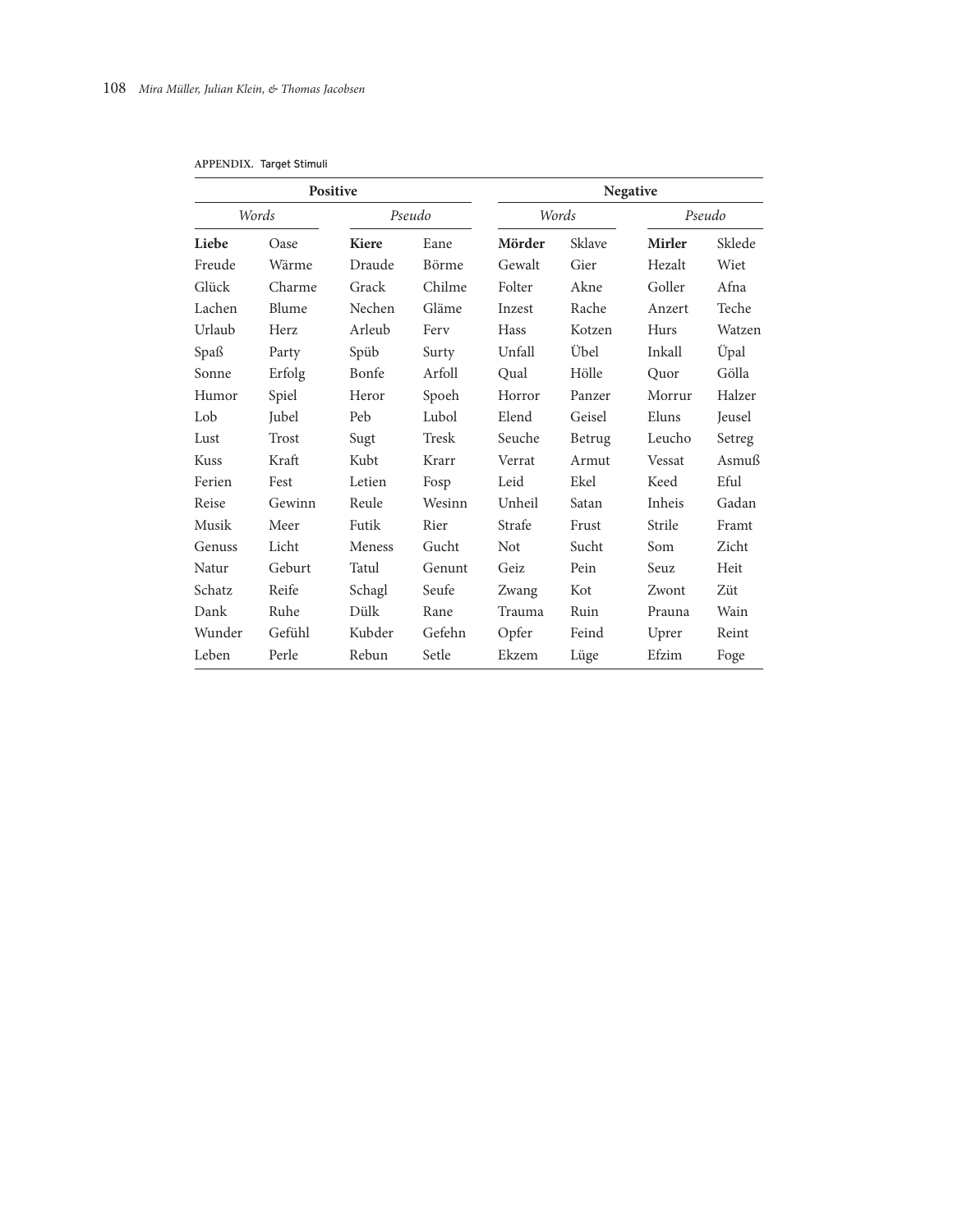APPENDIX. Target Stimuli

| Positive | | | | Negative | | | |
|---|---|---|---|---|---|---|---|
| *Words* | | *Pseudo* | | *Words* | | *Pseudo* | |
| **Liebe** | Oase | **Kiere** | Eane | **Mörder** | Sklave | **Mirler** | Sklede |
| Freude | Wärme | Draude | Börme | Gewalt | Gier | Hezalt | Wiet |
| Glück | Charme | Grack | Chilme | Folter | Akne | Goller | Afna |
| Lachen | Blume | Nechen | Gläme | Inzest | Rache | Anzert | Teche |
| Urlaub | Herz | Arleub | Ferv | Hass | Kotzen | Hurs | Watzen |
| Spaß | Party | Spüb | Surty | Unfall | Übel | Inkall | Üpal |
| Sonne | Erfolg | Bonfe | Arfoll | Qual | Hölle | Quor | Gölla |
| Humor | Spiel | Heror | Spoeh | Horror | Panzer | Morrur | Halzer |
| Lob | Jubel | Peb | Lubol | Elend | Geisel | Eluns | Jeusel |
| Lust | Trost | Sugt | Tresk | Seuche | Betrug | Leucho | Setreg |
| Kuss | Kraft | Kubt | Krarr | Verrat | Armut | Vessat | Asmuß |
| Ferien | Fest | Letien | Fosp | Leid | Ekel | Keed | Eful |
| Reise | Gewinn | Reule | Wesinn | Unheil | Satan | Inheis | Gadan |
| Musik | Meer | Futik | Rier | Strafe | Frust | Strile | Framt |
| Genuss | Licht | Meness | Gucht | Not | Sucht | Som | Zicht |
| Natur | Geburt | Tatul | Genunt | Geiz | Pein | Seuz | Heit |
| Schatz | Reife | Schagl | Seufe | Zwang | Kot | Zwont | Züt |
| Dank | Ruhe | Dülk | Rane | Trauma | Ruin | Prauna | Wain |
| Wunder | Gefühl | Kubder | Gefehn | Opfer | Feind | Uprer | Reint |
| Leben | Perle | Rebun | Setle | Ekzem | Lüge | Efzim | Foge |